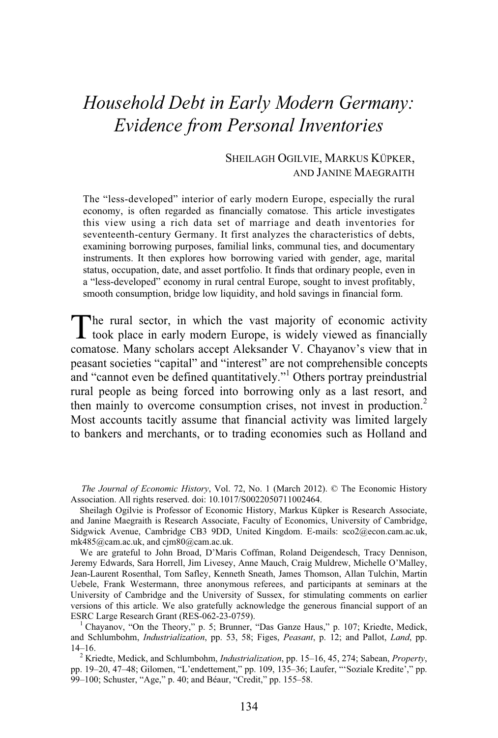# *Household Debt in Early Modern Germany: Evidence from Personal Inventories*

SHEILAGH OGILVIE, MARKUS KÜPKER, AND JANINE MAEGRAITH

The "less-developed" interior of early modern Europe, especially the rural economy, is often regarded as financially comatose. This article investigates this view using a rich data set of marriage and death inventories for seventeenth-century Germany. It first analyzes the characteristics of debts, examining borrowing purposes, familial links, communal ties, and documentary instruments. It then explores how borrowing varied with gender, age, marital status, occupation, date, and asset portfolio. It finds that ordinary people, even in a "less-developed" economy in rural central Europe, sought to invest profitably, smooth consumption, bridge low liquidity, and hold savings in financial form.

The rural sector, in which the vast majority of economic activity took place in early modern Europe, is widely viewed as financially comatose. Many scholars accept Aleksander V. Chayanov's view that in peasant societies "capital" and "interest" are not comprehensible concepts and "cannot even be defined quantitatively."[1] Others portray preindustrial rural people as being forced into borrowing only as a last resort, and then mainly to overcome consumption crises, not invest in production.[2] Most accounts tacitly assume that financial activity was limited largely to bankers and merchants, or to trading economies such as Holland and

---

*The Journal of Economic History*, Vol. 72, No. 1 (March 2012). © The Economic History Association. All rights reserved. doi: 10.1017/S0022050711002464.

Sheilagh Ogilvie is Professor of Economic History, Markus Küpker is Research Associate, and Janine Maegraith is Research Associate, Faculty of Economics, University of Cambridge, Sidgwick Avenue, Cambridge CB3 9DD, United Kingdom. E-mails: sco2@econ.cam.ac.uk, mk485@cam.ac.uk, and cjm80@cam.ac.uk.

We are grateful to John Broad, D'Maris Coffman, Roland Deigendesch, Tracy Dennison, Jeremy Edwards, Sara Horrell, Jim Livesey, Anne Mauch, Craig Muldrew, Michelle O'Malley, Jean-Laurent Rosenthal, Tom Safley, Kenneth Sneath, James Thomson, Allan Tulchin, Martin Uebele, Frank Westermann, three anonymous referees, and participants at seminars at the University of Cambridge and the University of Sussex, for stimulating comments on earlier versions of this article. We also gratefully acknowledge the generous financial support of an ESRC Large Research Grant (RES-062-23-0759).

[1] Chayanov, "On the Theory," p. 5; Brunner, "Das Ganze Haus," p. 107; Kriedte, Medick, and Schlumbohm, *Industrialization*, pp. 53, 58; Figes, *Peasant*, p. 12; and Pallot, *Land*, pp. 14–16.

[2] Kriedte, Medick, and Schlumbohm, *Industrialization*, pp. 15–16, 45, 274; Sabean, *Property*, pp. 19–20, 47–48; Gilomen, "L'endettement," pp. 109, 135–36; Laufer, "'Soziale Kredite'," pp. 99–100; Schuster, "Age," p. 40; and Béaur, "Credit," pp. 155–58.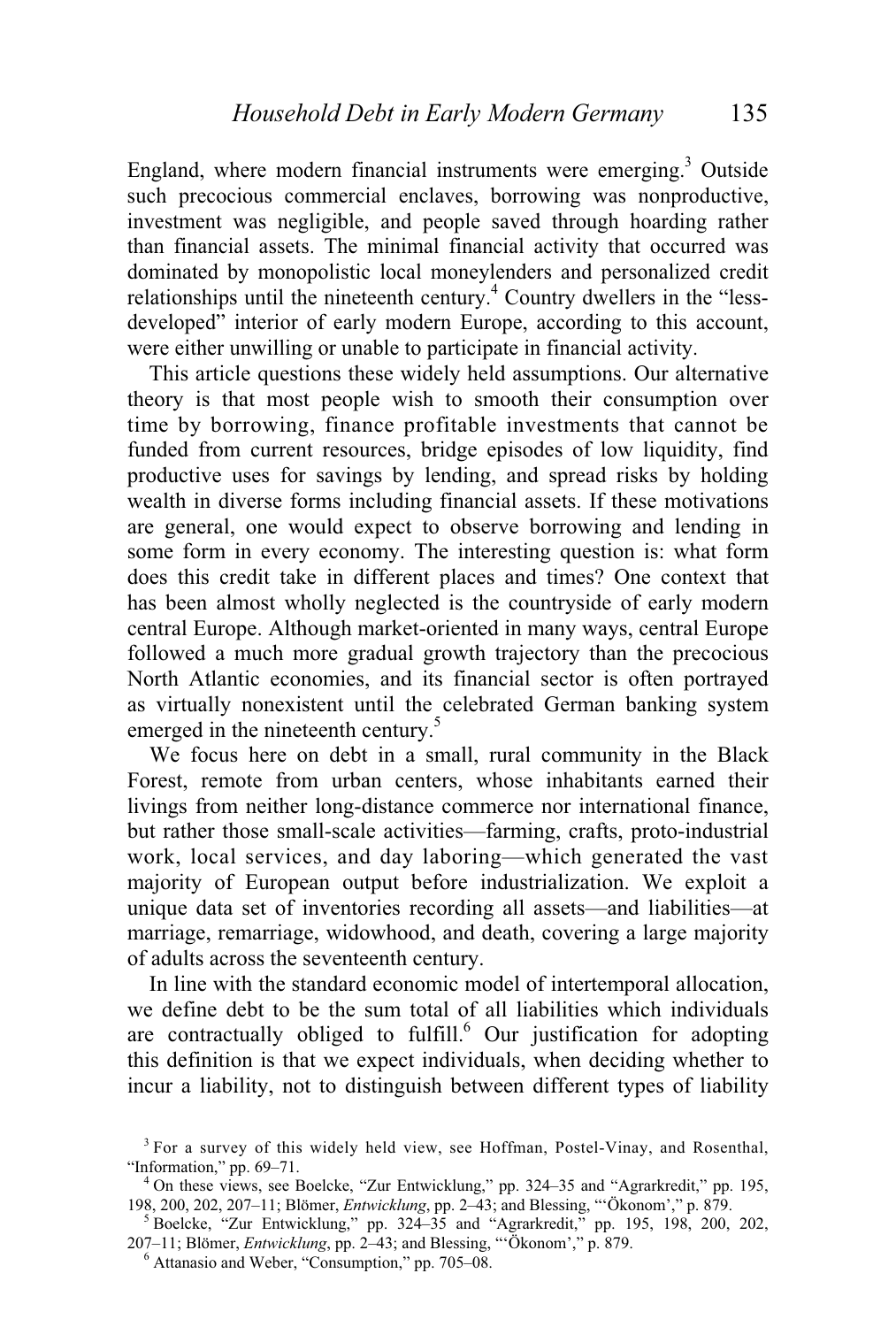England, where modern financial instruments were emerging.[3] Outside such precocious commercial enclaves, borrowing was nonproductive, investment was negligible, and people saved through hoarding rather than financial assets. The minimal financial activity that occurred was dominated by monopolistic local moneylenders and personalized credit relationships until the nineteenth century.[4] Country dwellers in the "less-developed" interior of early modern Europe, according to this account, were either unwilling or unable to participate in financial activity.

This article questions these widely held assumptions. Our alternative theory is that most people wish to smooth their consumption over time by borrowing, finance profitable investments that cannot be funded from current resources, bridge episodes of low liquidity, find productive uses for savings by lending, and spread risks by holding wealth in diverse forms including financial assets. If these motivations are general, one would expect to observe borrowing and lending in some form in every economy. The interesting question is: what form does this credit take in different places and times? One context that has been almost wholly neglected is the countryside of early modern central Europe. Although market-oriented in many ways, central Europe followed a much more gradual growth trajectory than the precocious North Atlantic economies, and its financial sector is often portrayed as virtually nonexistent until the celebrated German banking system emerged in the nineteenth century.[5]

We focus here on debt in a small, rural community in the Black Forest, remote from urban centers, whose inhabitants earned their livings from neither long-distance commerce nor international finance, but rather those small-scale activities—farming, crafts, proto-industrial work, local services, and day laboring—which generated the vast majority of European output before industrialization. We exploit a unique data set of inventories recording all assets—and liabilities—at marriage, remarriage, widowhood, and death, covering a large majority of adults across the seventeenth century.

In line with the standard economic model of intertemporal allocation, we define debt to be the sum total of all liabilities which individuals are contractually obliged to fulfill.[6] Our justification for adopting this definition is that we expect individuals, when deciding whether to incur a liability, not to distinguish between different types of liability

[3] For a survey of this widely held view, see Hoffman, Postel-Vinay, and Rosenthal, "Information," pp. 69–71.

[4] On these views, see Boelcke, "Zur Entwicklung," pp. 324–35 and "Agrarkredit," pp. 195, 198, 200, 202, 207–11; Blömer, *Entwicklung*, pp. 2–43; and Blessing, "'Ökonom'," p. 879.

[5] Boelcke, "Zur Entwicklung," pp. 324–35 and "Agrarkredit," pp. 195, 198, 200, 202, 207–11; Blömer, *Entwicklung*, pp. 2–43; and Blessing, "'Ökonom'," p. 879.

[6] Attanasio and Weber, "Consumption," pp. 705–08.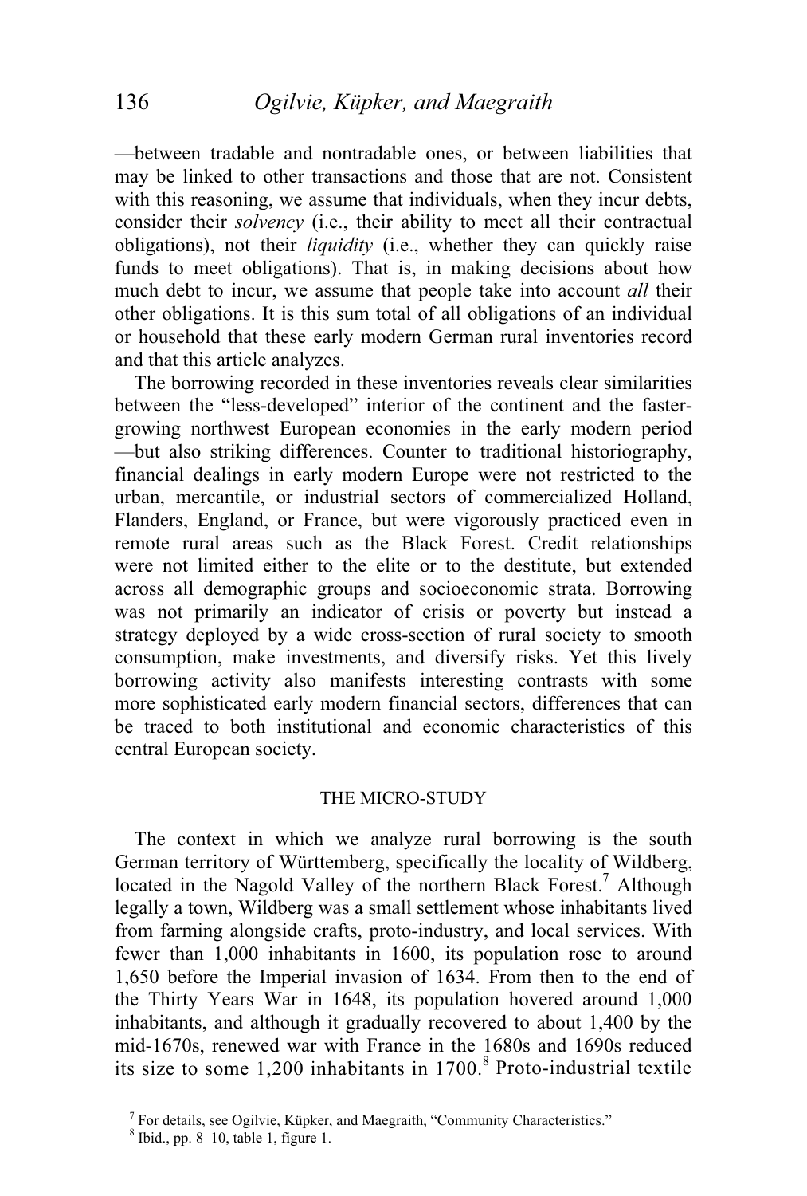—between tradable and nontradable ones, or between liabilities that may be linked to other transactions and those that are not. Consistent with this reasoning, we assume that individuals, when they incur debts, consider their *solvency* (i.e., their ability to meet all their contractual obligations), not their *liquidity* (i.e., whether they can quickly raise funds to meet obligations). That is, in making decisions about how much debt to incur, we assume that people take into account *all* their other obligations. It is this sum total of all obligations of an individual or household that these early modern German rural inventories record and that this article analyzes.

The borrowing recorded in these inventories reveals clear similarities between the "less-developed" interior of the continent and the faster-growing northwest European economies in the early modern period —but also striking differences. Counter to traditional historiography, financial dealings in early modern Europe were not restricted to the urban, mercantile, or industrial sectors of commercialized Holland, Flanders, England, or France, but were vigorously practiced even in remote rural areas such as the Black Forest. Credit relationships were not limited either to the elite or to the destitute, but extended across all demographic groups and socioeconomic strata. Borrowing was not primarily an indicator of crisis or poverty but instead a strategy deployed by a wide cross-section of rural society to smooth consumption, make investments, and diversify risks. Yet this lively borrowing activity also manifests interesting contrasts with some more sophisticated early modern financial sectors, differences that can be traced to both institutional and economic characteristics of this central European society.

## THE MICRO-STUDY

The context in which we analyze rural borrowing is the south German territory of Württemberg, specifically the locality of Wildberg, located in the Nagold Valley of the northern Black Forest.[7] Although legally a town, Wildberg was a small settlement whose inhabitants lived from farming alongside crafts, proto-industry, and local services. With fewer than 1,000 inhabitants in 1600, its population rose to around 1,650 before the Imperial invasion of 1634. From then to the end of the Thirty Years War in 1648, its population hovered around 1,000 inhabitants, and although it gradually recovered to about 1,400 by the mid-1670s, renewed war with France in the 1680s and 1690s reduced its size to some 1,200 inhabitants in 1700.[8] Proto-industrial textile

[7] For details, see Ogilvie, Küpker, and Maegraith, "Community Characteristics."

[8] Ibid., pp. 8–10, table 1, figure 1.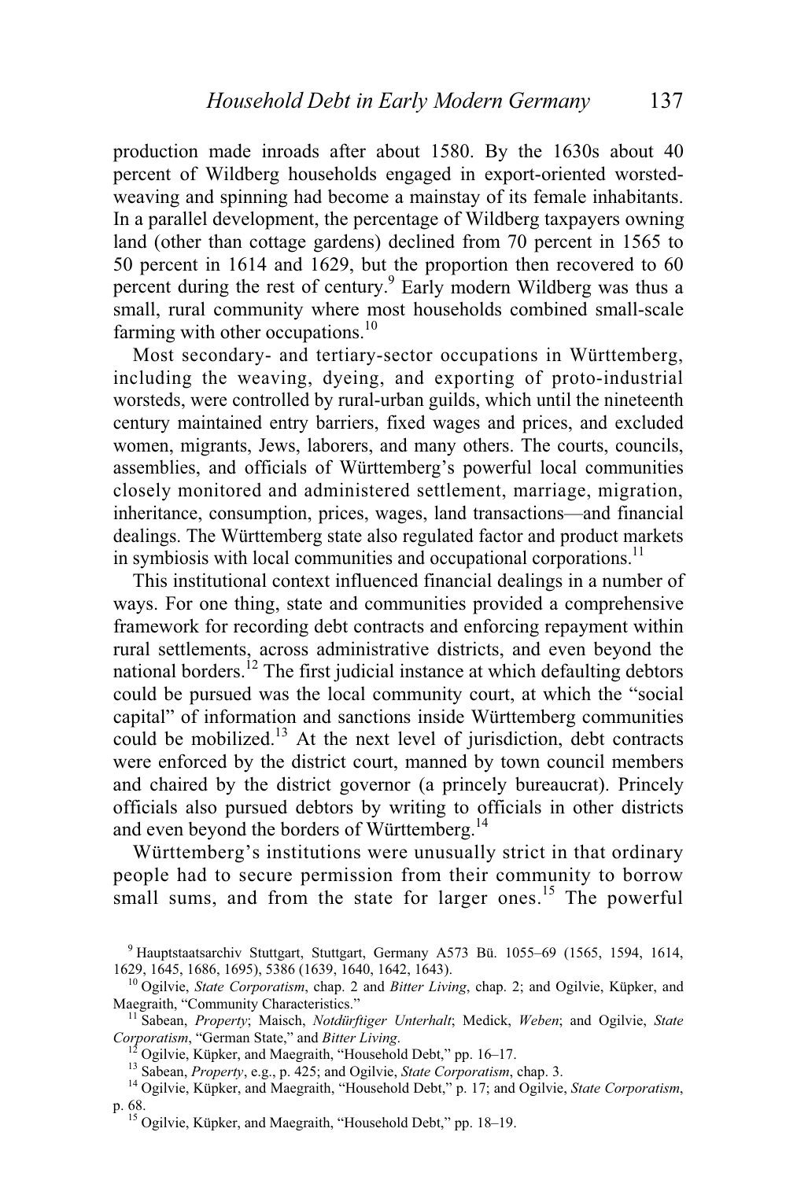production made inroads after about 1580. By the 1630s about 40 percent of Wildberg households engaged in export-oriented worsted-weaving and spinning had become a mainstay of its female inhabitants. In a parallel development, the percentage of Wildberg taxpayers owning land (other than cottage gardens) declined from 70 percent in 1565 to 50 percent in 1614 and 1629, but the proportion then recovered to 60 percent during the rest of century.[9] Early modern Wildberg was thus a small, rural community where most households combined small-scale farming with other occupations.[10]

Most secondary- and tertiary-sector occupations in Württemberg, including the weaving, dyeing, and exporting of proto-industrial worsteds, were controlled by rural-urban guilds, which until the nineteenth century maintained entry barriers, fixed wages and prices, and excluded women, migrants, Jews, laborers, and many others. The courts, councils, assemblies, and officials of Württemberg's powerful local communities closely monitored and administered settlement, marriage, migration, inheritance, consumption, prices, wages, land transactions—and financial dealings. The Württemberg state also regulated factor and product markets in symbiosis with local communities and occupational corporations.[11]

This institutional context influenced financial dealings in a number of ways. For one thing, state and communities provided a comprehensive framework for recording debt contracts and enforcing repayment within rural settlements, across administrative districts, and even beyond the national borders.[12] The first judicial instance at which defaulting debtors could be pursued was the local community court, at which the "social capital" of information and sanctions inside Württemberg communities could be mobilized.[13] At the next level of jurisdiction, debt contracts were enforced by the district court, manned by town council members and chaired by the district governor (a princely bureaucrat). Princely officials also pursued debtors by writing to officials in other districts and even beyond the borders of Württemberg.[14]

Württemberg's institutions were unusually strict in that ordinary people had to secure permission from their community to borrow small sums, and from the state for larger ones.[15] The powerful

[9] Hauptstaatsarchiv Stuttgart, Stuttgart, Germany A573 Bü. 1055–69 (1565, 1594, 1614, 1629, 1645, 1686, 1695), 5386 (1639, 1640, 1642, 1643).

[10] Ogilvie, *State Corporatism*, chap. 2 and *Bitter Living*, chap. 2; and Ogilvie, Küpker, and Maegraith, "Community Characteristics."

[11] Sabean, *Property*; Maisch, *Notdürftiger Unterhalt*; Medick, *Weben*; and Ogilvie, *State Corporatism*, "German State," and *Bitter Living*.

[12] Ogilvie, Küpker, and Maegraith, "Household Debt," pp. 16–17.

[13] Sabean, *Property*, e.g., p. 425; and Ogilvie, *State Corporatism*, chap. 3.

[14] Ogilvie, Küpker, and Maegraith, "Household Debt," p. 17; and Ogilvie, *State Corporatism*, p. 68.

[15] Ogilvie, Küpker, and Maegraith, "Household Debt," pp. 18–19.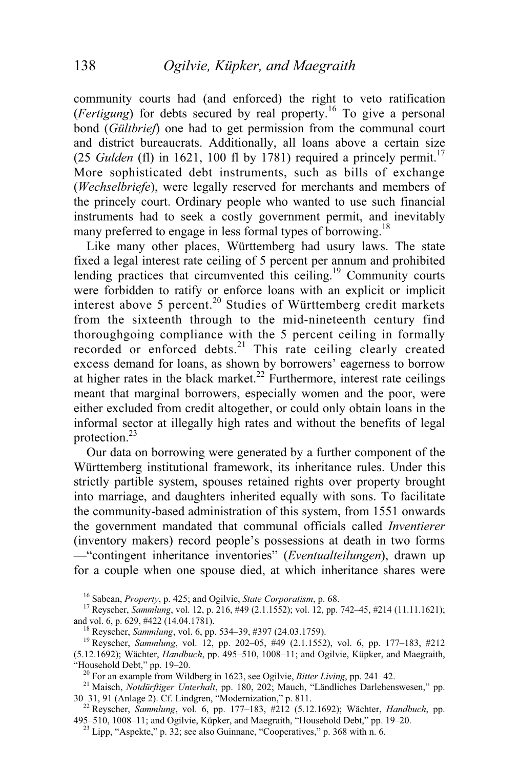community courts had (and enforced) the right to veto ratification (*Fertigung*) for debts secured by real property.[16] To give a personal bond (*Gültbrief*) one had to get permission from the communal court and district bureaucrats. Additionally, all loans above a certain size (25 *Gulden* (fl) in 1621, 100 fl by 1781) required a princely permit.[17] More sophisticated debt instruments, such as bills of exchange (*Wechselbriefe*), were legally reserved for merchants and members of the princely court. Ordinary people who wanted to use such financial instruments had to seek a costly government permit, and inevitably many preferred to engage in less formal types of borrowing.[18]

Like many other places, Württemberg had usury laws. The state fixed a legal interest rate ceiling of 5 percent per annum and prohibited lending practices that circumvented this ceiling.[19] Community courts were forbidden to ratify or enforce loans with an explicit or implicit interest above 5 percent.[20] Studies of Württemberg credit markets from the sixteenth through to the mid-nineteenth century find thoroughgoing compliance with the 5 percent ceiling in formally recorded or enforced debts.[21] This rate ceiling clearly created excess demand for loans, as shown by borrowers' eagerness to borrow at higher rates in the black market.[22] Furthermore, interest rate ceilings meant that marginal borrowers, especially women and the poor, were either excluded from credit altogether, or could only obtain loans in the informal sector at illegally high rates and without the benefits of legal protection.[23]

Our data on borrowing were generated by a further component of the Württemberg institutional framework, its inheritance rules. Under this strictly partible system, spouses retained rights over property brought into marriage, and daughters inherited equally with sons. To facilitate the community-based administration of this system, from 1551 onwards the government mandated that communal officials called *Inventierer* (inventory makers) record people's possessions at death in two forms —"contingent inheritance inventories" (*Eventualteilungen*), drawn up for a couple when one spouse died, at which inheritance shares were

[16] Sabean, *Property*, p. 425; and Ogilvie, *State Corporatism*, p. 68.

[17] Reyscher, *Sammlung*, vol. 12, p. 216, #49 (2.1.1552); vol. 12, pp. 742–45, #214 (11.11.1621); and vol. 6, p. 629, #422 (14.04.1781).

[18] Reyscher, *Sammlung*, vol. 6, pp. 534–39, #397 (24.03.1759).

[19] Reyscher, *Sammlung*, vol. 12, pp. 202–05, #49 (2.1.1552), vol. 6, pp. 177–183, #212 (5.12.1692); Wächter, *Handbuch*, pp. 495–510, 1008–11; and Ogilvie, Küpker, and Maegraith, "Household Debt," pp. 19–20.

[20] For an example from Wildberg in 1623, see Ogilvie, *Bitter Living*, pp. 241–42.

[21] Maisch, *Notdürftiger Unterhalt*, pp. 180, 202; Mauch, "Ländliches Darlehenswesen," pp. 30–31, 91 (Anlage 2). Cf. Lindgren, "Modernization," p. 811.

[22] Reyscher, *Sammlung*, vol. 6, pp. 177–183, #212 (5.12.1692); Wächter, *Handbuch*, pp. 495–510, 1008–11; and Ogilvie, Küpker, and Maegraith, "Household Debt," pp. 19–20.

[23] Lipp, "Aspekte," p. 32; see also Guinnane, "Cooperatives," p. 368 with n. 6.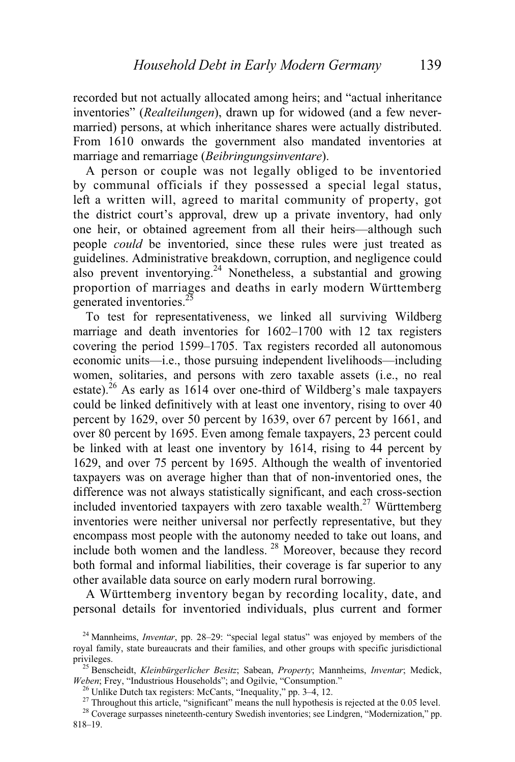recorded but not actually allocated among heirs; and "actual inheritance inventories" (*Realteilungen*), drawn up for widowed (and a few never-married) persons, at which inheritance shares were actually distributed. From 1610 onwards the government also mandated inventories at marriage and remarriage (*Beibringungsinventare*).

A person or couple was not legally obliged to be inventoried by communal officials if they possessed a special legal status, left a written will, agreed to marital community of property, got the district court's approval, drew up a private inventory, had only one heir, or obtained agreement from all their heirs—although such people *could* be inventoried, since these rules were just treated as guidelines. Administrative breakdown, corruption, and negligence could also prevent inventorying.[24] Nonetheless, a substantial and growing proportion of marriages and deaths in early modern Württemberg generated inventories.[25]

To test for representativeness, we linked all surviving Wildberg marriage and death inventories for 1602–1700 with 12 tax registers covering the period 1599–1705. Tax registers recorded all autonomous economic units—i.e., those pursuing independent livelihoods—including women, solitaries, and persons with zero taxable assets (i.e., no real estate).[26] As early as 1614 over one-third of Wildberg's male taxpayers could be linked definitively with at least one inventory, rising to over 40 percent by 1629, over 50 percent by 1639, over 67 percent by 1661, and over 80 percent by 1695. Even among female taxpayers, 23 percent could be linked with at least one inventory by 1614, rising to 44 percent by 1629, and over 75 percent by 1695. Although the wealth of inventoried taxpayers was on average higher than that of non-inventoried ones, the difference was not always statistically significant, and each cross-section included inventoried taxpayers with zero taxable wealth.[27] Württemberg inventories were neither universal nor perfectly representative, but they encompass most people with the autonomy needed to take out loans, and include both women and the landless.[28] Moreover, because they record both formal and informal liabilities, their coverage is far superior to any other available data source on early modern rural borrowing.

A Württemberg inventory began by recording locality, date, and personal details for inventoried individuals, plus current and former

[24] Mannheims, *Inventar*, pp. 28–29: "special legal status" was enjoyed by members of the royal family, state bureaucrats and their families, and other groups with specific jurisdictional privileges.

[25] Benscheidt, *Kleinbürgerlicher Besitz*; Sabean, *Property*; Mannheims, *Inventar*; Medick, *Weben*; Frey, "Industrious Households"; and Ogilvie, "Consumption."

[26] Unlike Dutch tax registers: McCants, "Inequality," pp. 3–4, 12.

[27] Throughout this article, "significant" means the null hypothesis is rejected at the 0.05 level.

[28] Coverage surpasses nineteenth-century Swedish inventories; see Lindgren, "Modernization," pp. 818–19.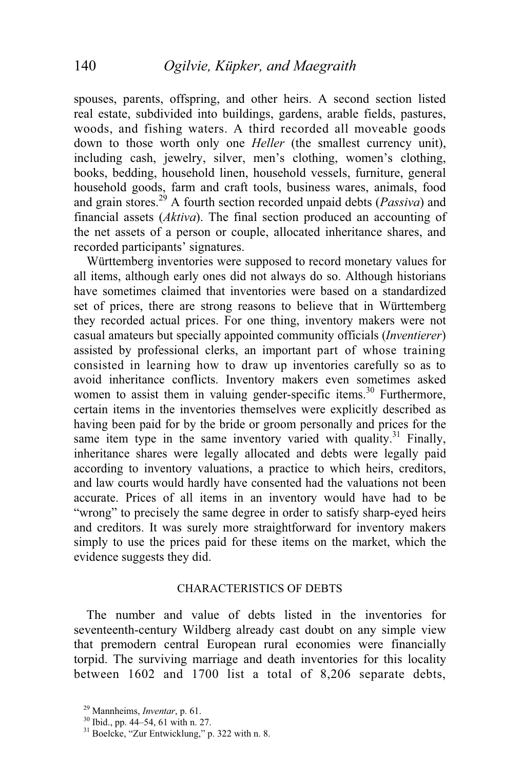spouses, parents, offspring, and other heirs. A second section listed real estate, subdivided into buildings, gardens, arable fields, pastures, woods, and fishing waters. A third recorded all moveable goods down to those worth only one *Heller* (the smallest currency unit), including cash, jewelry, silver, men's clothing, women's clothing, books, bedding, household linen, household vessels, furniture, general household goods, farm and craft tools, business wares, animals, food and grain stores.[29] A fourth section recorded unpaid debts (*Passiva*) and financial assets (*Aktiva*). The final section produced an accounting of the net assets of a person or couple, allocated inheritance shares, and recorded participants' signatures.

Württemberg inventories were supposed to record monetary values for all items, although early ones did not always do so. Although historians have sometimes claimed that inventories were based on a standardized set of prices, there are strong reasons to believe that in Württemberg they recorded actual prices. For one thing, inventory makers were not casual amateurs but specially appointed community officials (*Inventierer*) assisted by professional clerks, an important part of whose training consisted in learning how to draw up inventories carefully so as to avoid inheritance conflicts. Inventory makers even sometimes asked women to assist them in valuing gender-specific items.[30] Furthermore, certain items in the inventories themselves were explicitly described as having been paid for by the bride or groom personally and prices for the same item type in the same inventory varied with quality.[31] Finally, inheritance shares were legally allocated and debts were legally paid according to inventory valuations, a practice to which heirs, creditors, and law courts would hardly have consented had the valuations not been accurate. Prices of all items in an inventory would have had to be "wrong" to precisely the same degree in order to satisfy sharp-eyed heirs and creditors. It was surely more straightforward for inventory makers simply to use the prices paid for these items on the market, which the evidence suggests they did.

## CHARACTERISTICS OF DEBTS

The number and value of debts listed in the inventories for seventeenth-century Wildberg already cast doubt on any simple view that premodern central European rural economies were financially torpid. The surviving marriage and death inventories for this locality between 1602 and 1700 list a total of 8,206 separate debts,

---

[29] Mannheims, *Inventar*, p. 61.

[30] Ibid., pp. 44–54, 61 with n. 27.

[31] Boelcke, "Zur Entwicklung," p. 322 with n. 8.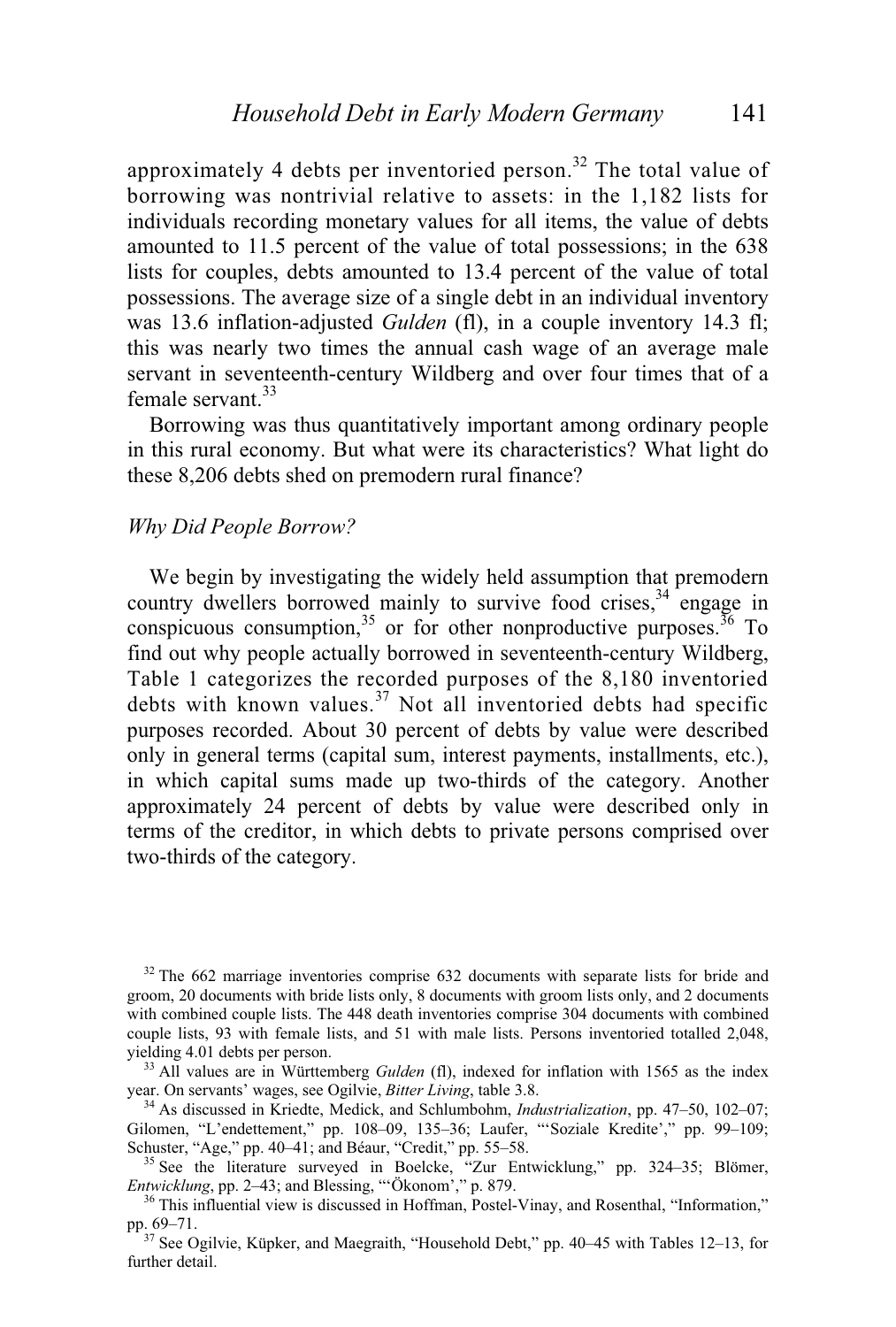approximately 4 debts per inventoried person.[32] The total value of borrowing was nontrivial relative to assets: in the 1,182 lists for individuals recording monetary values for all items, the value of debts amounted to 11.5 percent of the value of total possessions; in the 638 lists for couples, debts amounted to 13.4 percent of the value of total possessions. The average size of a single debt in an individual inventory was 13.6 inflation-adjusted *Gulden* (fl), in a couple inventory 14.3 fl; this was nearly two times the annual cash wage of an average male servant in seventeenth-century Wildberg and over four times that of a female servant.[33]

Borrowing was thus quantitatively important among ordinary people in this rural economy. But what were its characteristics? What light do these 8,206 debts shed on premodern rural finance?

*Why Did People Borrow?*

We begin by investigating the widely held assumption that premodern country dwellers borrowed mainly to survive food crises,[34] engage in conspicuous consumption,[35] or for other nonproductive purposes.[36] To find out why people actually borrowed in seventeenth-century Wildberg, Table 1 categorizes the recorded purposes of the 8,180 inventoried debts with known values.[37] Not all inventoried debts had specific purposes recorded. About 30 percent of debts by value were described only in general terms (capital sum, interest payments, installments, etc.), in which capital sums made up two-thirds of the category. Another approximately 24 percent of debts by value were described only in terms of the creditor, in which debts to private persons comprised over two-thirds of the category.

[32] The 662 marriage inventories comprise 632 documents with separate lists for bride and groom, 20 documents with bride lists only, 8 documents with groom lists only, and 2 documents with combined couple lists. The 448 death inventories comprise 304 documents with combined couple lists, 93 with female lists, and 51 with male lists. Persons inventoried totalled 2,048, yielding 4.01 debts per person.

[33] All values are in Württemberg *Gulden* (fl), indexed for inflation with 1565 as the index year. On servants' wages, see Ogilvie, *Bitter Living*, table 3.8.

[34] As discussed in Kriedte, Medick, and Schlumbohm, *Industrialization*, pp. 47–50, 102–07; Gilomen, "L'endettement," pp. 108–09, 135–36; Laufer, "'Soziale Kredite'," pp. 99–109; Schuster, "Age," pp. 40–41; and Béaur, "Credit," pp. 55–58.

[35] See the literature surveyed in Boelcke, "Zur Entwicklung," pp. 324–35; Blömer, *Entwicklung*, pp. 2–43; and Blessing, "'Ökonom'," p. 879.

[36] This influential view is discussed in Hoffman, Postel-Vinay, and Rosenthal, "Information," pp. 69–71.

[37] See Ogilvie, Küpker, and Maegraith, "Household Debt," pp. 40–45 with Tables 12–13, for further detail.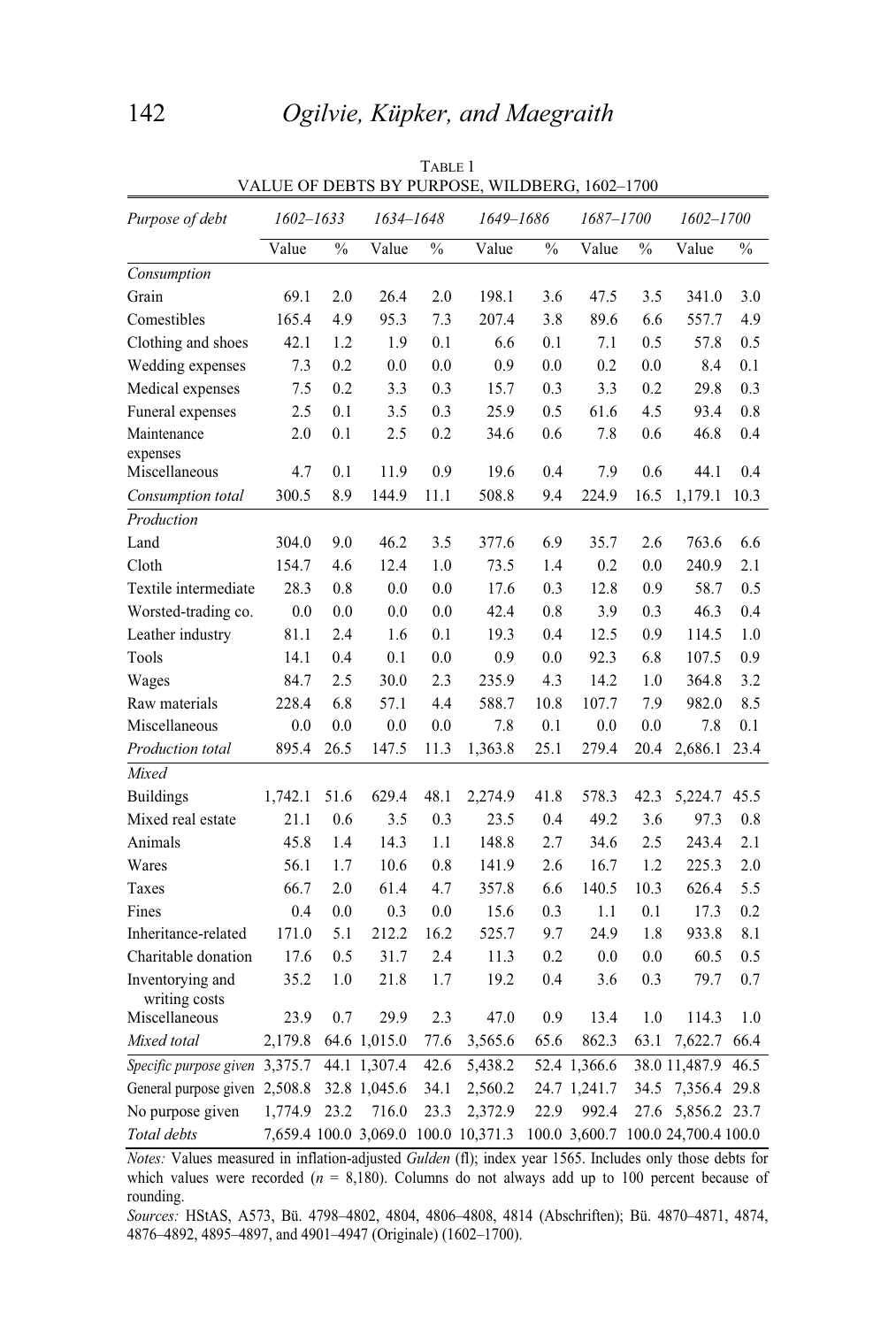TABLE 1
VALUE OF DEBTS BY PURPOSE, WILDBERG, 1602–1700

| *Purpose of debt* | *1602–1633* | | *1634–1648* | | *1649–1686* | | *1687–1700* | | *1602–1700* | |
|---|---|---|---|---|---|---|---|---|---|---|
| | Value | % | Value | % | Value | % | Value | % | Value | % |
| *Consumption* | | | | | | | | | | |
| Grain | 69.1 | 2.0 | 26.4 | 2.0 | 198.1 | 3.6 | 47.5 | 3.5 | 341.0 | 3.0 |
| Comestibles | 165.4 | 4.9 | 95.3 | 7.3 | 207.4 | 3.8 | 89.6 | 6.6 | 557.7 | 4.9 |
| Clothing and shoes | 42.1 | 1.2 | 1.9 | 0.1 | 6.6 | 0.1 | 7.1 | 0.5 | 57.8 | 0.5 |
| Wedding expenses | 7.3 | 0.2 | 0.0 | 0.0 | 0.9 | 0.0 | 0.2 | 0.0 | 8.4 | 0.1 |
| Medical expenses | 7.5 | 0.2 | 3.3 | 0.3 | 15.7 | 0.3 | 3.3 | 0.2 | 29.8 | 0.3 |
| Funeral expenses | 2.5 | 0.1 | 3.5 | 0.3 | 25.9 | 0.5 | 61.6 | 4.5 | 93.4 | 0.8 |
| Maintenance expenses | 2.0 | 0.1 | 2.5 | 0.2 | 34.6 | 0.6 | 7.8 | 0.6 | 46.8 | 0.4 |
| Miscellaneous | 4.7 | 0.1 | 11.9 | 0.9 | 19.6 | 0.4 | 7.9 | 0.6 | 44.1 | 0.4 |
| *Consumption total* | 300.5 | 8.9 | 144.9 | 11.1 | 508.8 | 9.4 | 224.9 | 16.5 | 1,179.1 | 10.3 |
| *Production* | | | | | | | | | | |
| Land | 304.0 | 9.0 | 46.2 | 3.5 | 377.6 | 6.9 | 35.7 | 2.6 | 763.6 | 6.6 |
| Cloth | 154.7 | 4.6 | 12.4 | 1.0 | 73.5 | 1.4 | 0.2 | 0.0 | 240.9 | 2.1 |
| Textile intermediate | 28.3 | 0.8 | 0.0 | 0.0 | 17.6 | 0.3 | 12.8 | 0.9 | 58.7 | 0.5 |
| Worsted-trading co. | 0.0 | 0.0 | 0.0 | 0.0 | 42.4 | 0.8 | 3.9 | 0.3 | 46.3 | 0.4 |
| Leather industry | 81.1 | 2.4 | 1.6 | 0.1 | 19.3 | 0.4 | 12.5 | 0.9 | 114.5 | 1.0 |
| Tools | 14.1 | 0.4 | 0.1 | 0.0 | 0.9 | 0.0 | 92.3 | 6.8 | 107.5 | 0.9 |
| Wages | 84.7 | 2.5 | 30.0 | 2.3 | 235.9 | 4.3 | 14.2 | 1.0 | 364.8 | 3.2 |
| Raw materials | 228.4 | 6.8 | 57.1 | 4.4 | 588.7 | 10.8 | 107.7 | 7.9 | 982.0 | 8.5 |
| Miscellaneous | 0.0 | 0.0 | 0.0 | 0.0 | 7.8 | 0.1 | 0.0 | 0.0 | 7.8 | 0.1 |
| *Production total* | 895.4 | 26.5 | 147.5 | 11.3 | 1,363.8 | 25.1 | 279.4 | 20.4 | 2,686.1 | 23.4 |
| *Mixed* | | | | | | | | | | |
| Buildings | 1,742.1 | 51.6 | 629.4 | 48.1 | 2,274.9 | 41.8 | 578.3 | 42.3 | 5,224.7 | 45.5 |
| Mixed real estate | 21.1 | 0.6 | 3.5 | 0.3 | 23.5 | 0.4 | 49.2 | 3.6 | 97.3 | 0.8 |
| Animals | 45.8 | 1.4 | 14.3 | 1.1 | 148.8 | 2.7 | 34.6 | 2.5 | 243.4 | 2.1 |
| Wares | 56.1 | 1.7 | 10.6 | 0.8 | 141.9 | 2.6 | 16.7 | 1.2 | 225.3 | 2.0 |
| Taxes | 66.7 | 2.0 | 61.4 | 4.7 | 357.8 | 6.6 | 140.5 | 10.3 | 626.4 | 5.5 |
| Fines | 0.4 | 0.0 | 0.3 | 0.0 | 15.6 | 0.3 | 1.1 | 0.1 | 17.3 | 0.2 |
| Inheritance-related | 171.0 | 5.1 | 212.2 | 16.2 | 525.7 | 9.7 | 24.9 | 1.8 | 933.8 | 8.1 |
| Charitable donation | 17.6 | 0.5 | 31.7 | 2.4 | 11.3 | 0.2 | 0.0 | 0.0 | 60.5 | 0.5 |
| Inventorying and writing costs | 35.2 | 1.0 | 21.8 | 1.7 | 19.2 | 0.4 | 3.6 | 0.3 | 79.7 | 0.7 |
| Miscellaneous | 23.9 | 0.7 | 29.9 | 2.3 | 47.0 | 0.9 | 13.4 | 1.0 | 114.3 | 1.0 |
| *Mixed total* | 2,179.8 | 64.6 | 1,015.0 | 77.6 | 3,565.6 | 65.6 | 862.3 | 63.1 | 7,622.7 | 66.4 |
| *Specific purpose given* | 3,375.7 | 44.1 | 1,307.4 | 42.6 | 5,438.2 | 52.4 | 1,366.6 | 38.0 | 11,487.9 | 46.5 |
| General purpose given | 2,508.8 | 32.8 | 1,045.6 | 34.1 | 2,560.2 | 24.7 | 1,241.7 | 34.5 | 7,356.4 | 29.8 |
| No purpose given | 1,774.9 | 23.2 | 716.0 | 23.3 | 2,372.9 | 22.9 | 992.4 | 27.6 | 5,856.2 | 23.7 |
| *Total debts* | 7,659.4 | 100.0 | 3,069.0 | 100.0 | 10,371.3 | 100.0 | 3,600.7 | 100.0 | 24,700.4 | 100.0 |

*Notes:* Values measured in inflation-adjusted *Gulden* (fl); index year 1565. Includes only those debts for which values were recorded (*n* = 8,180). Columns do not always add up to 100 percent because of rounding.

*Sources:* HStAS, A573, Bü. 4798–4802, 4804, 4806–4808, 4814 (Abschriften); Bü. 4870–4871, 4874, 4876–4892, 4895–4897, and 4901–4947 (Originale) (1602–1700).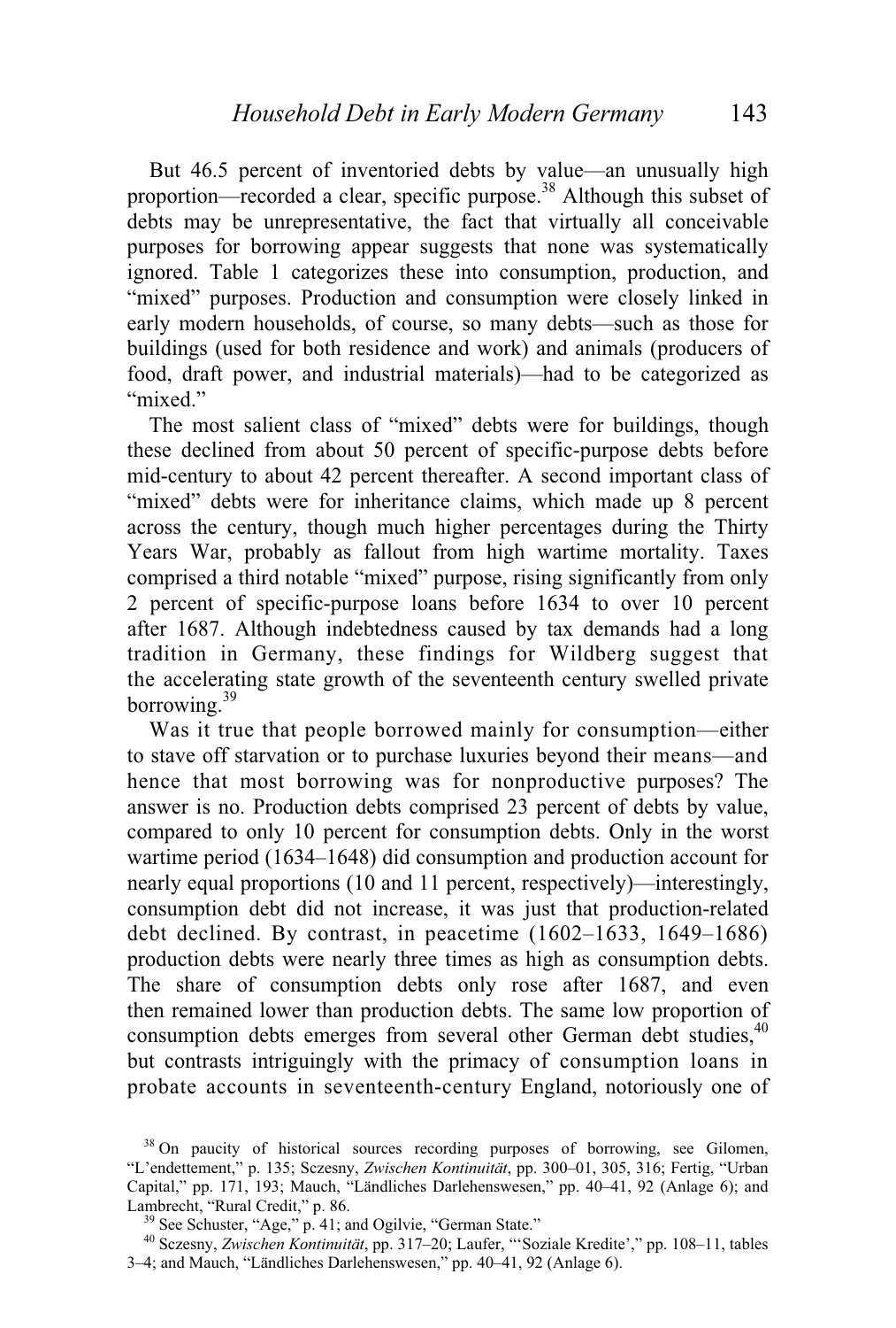But 46.5 percent of inventoried debts by value—an unusually high proportion—recorded a clear, specific purpose.[38] Although this subset of debts may be unrepresentative, the fact that virtually all conceivable purposes for borrowing appear suggests that none was systematically ignored. Table 1 categorizes these into consumption, production, and "mixed" purposes. Production and consumption were closely linked in early modern households, of course, so many debts—such as those for buildings (used for both residence and work) and animals (producers of food, draft power, and industrial materials)—had to be categorized as "mixed."

The most salient class of "mixed" debts were for buildings, though these declined from about 50 percent of specific-purpose debts before mid-century to about 42 percent thereafter. A second important class of "mixed" debts were for inheritance claims, which made up 8 percent across the century, though much higher percentages during the Thirty Years War, probably as fallout from high wartime mortality. Taxes comprised a third notable "mixed" purpose, rising significantly from only 2 percent of specific-purpose loans before 1634 to over 10 percent after 1687. Although indebtedness caused by tax demands had a long tradition in Germany, these findings for Wildberg suggest that the accelerating state growth of the seventeenth century swelled private borrowing.[39]

Was it true that people borrowed mainly for consumption—either to stave off starvation or to purchase luxuries beyond their means—and hence that most borrowing was for nonproductive purposes? The answer is no. Production debts comprised 23 percent of debts by value, compared to only 10 percent for consumption debts. Only in the worst wartime period (1634–1648) did consumption and production account for nearly equal proportions (10 and 11 percent, respectively)—interestingly, consumption debt did not increase, it was just that production-related debt declined. By contrast, in peacetime (1602–1633, 1649–1686) production debts were nearly three times as high as consumption debts. The share of consumption debts only rose after 1687, and even then remained lower than production debts. The same low proportion of consumption debts emerges from several other German debt studies,[40] but contrasts intriguingly with the primacy of consumption loans in probate accounts in seventeenth-century England, notoriously one of

[38] On paucity of historical sources recording purposes of borrowing, see Gilomen, "L'endettement," p. 135; Sczesny, *Zwischen Kontinuität*, pp. 300–01, 305, 316; Fertig, "Urban Capital," pp. 171, 193; Mauch, "Ländliches Darlehenswesen," pp. 40–41, 92 (Anlage 6); and Lambrecht, "Rural Credit," p. 86.

[39] See Schuster, "Age," p. 41; and Ogilvie, "German State."

[40] Sczesny, *Zwischen Kontinuität*, pp. 317–20; Laufer, "'Soziale Kredite'," pp. 108–11, tables 3–4; and Mauch, "Ländliches Darlehenswesen," pp. 40–41, 92 (Anlage 6).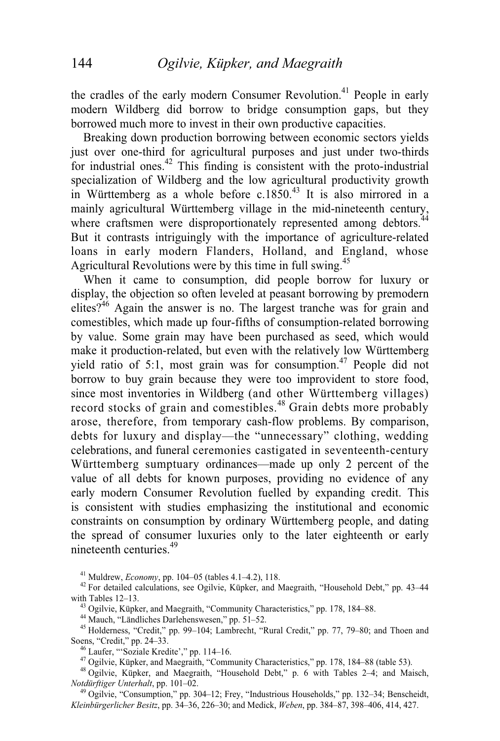the cradles of the early modern Consumer Revolution.[41] People in early modern Wildberg did borrow to bridge consumption gaps, but they borrowed much more to invest in their own productive capacities.

Breaking down production borrowing between economic sectors yields just over one-third for agricultural purposes and just under two-thirds for industrial ones.[42] This finding is consistent with the proto-industrial specialization of Wildberg and the low agricultural productivity growth in Württemberg as a whole before c.1850.[43] It is also mirrored in a mainly agricultural Württemberg village in the mid-nineteenth century, where craftsmen were disproportionately represented among debtors.[44] But it contrasts intriguingly with the importance of agriculture-related loans in early modern Flanders, Holland, and England, whose Agricultural Revolutions were by this time in full swing.[45]

When it came to consumption, did people borrow for luxury or display, the objection so often leveled at peasant borrowing by premodern elites?[46] Again the answer is no. The largest tranche was for grain and comestibles, which made up four-fifths of consumption-related borrowing by value. Some grain may have been purchased as seed, which would make it production-related, but even with the relatively low Württemberg yield ratio of 5:1, most grain was for consumption.[47] People did not borrow to buy grain because they were too improvident to store food, since most inventories in Wildberg (and other Württemberg villages) record stocks of grain and comestibles.[48] Grain debts more probably arose, therefore, from temporary cash-flow problems. By comparison, debts for luxury and display—the "unnecessary" clothing, wedding celebrations, and funeral ceremonies castigated in seventeenth-century Württemberg sumptuary ordinances—made up only 2 percent of the value of all debts for known purposes, providing no evidence of any early modern Consumer Revolution fuelled by expanding credit. This is consistent with studies emphasizing the institutional and economic constraints on consumption by ordinary Württemberg people, and dating the spread of consumer luxuries only to the later eighteenth or early nineteenth centuries.[49]

---

[41] Muldrew, *Economy*, pp. 104–05 (tables 4.1–4.2), 118.

[42] For detailed calculations, see Ogilvie, Küpker, and Maegraith, "Household Debt," pp. 43–44 with Tables 12–13.

[43] Ogilvie, Küpker, and Maegraith, "Community Characteristics," pp. 178, 184–88.

[44] Mauch, "Ländliches Darlehenswesen," pp. 51–52.

[45] Holderness, "Credit," pp. 99–104; Lambrecht, "Rural Credit," pp. 77, 79–80; and Thoen and Soens, "Credit," pp. 24–33.

[46] Laufer, "'Soziale Kredite'," pp. 114–16.

[47] Ogilvie, Küpker, and Maegraith, "Community Characteristics," pp. 178, 184–88 (table 53).

[48] Ogilvie, Küpker, and Maegraith, "Household Debt," p. 6 with Tables 2–4; and Maisch, *Notdürftiger Unterhalt*, pp. 101–02.

[49] Ogilvie, "Consumption," pp. 304–12; Frey, "Industrious Households," pp. 132–34; Benscheidt, *Kleinbürgerlicher Besitz*, pp. 34–36, 226–30; and Medick, *Weben*, pp. 384–87, 398–406, 414, 427.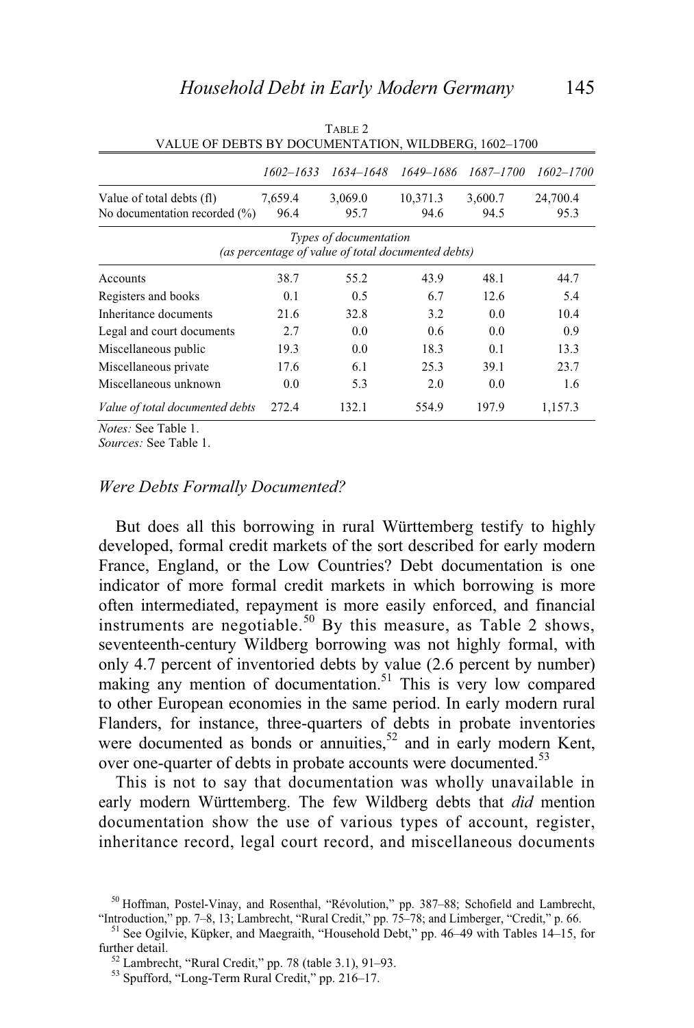TABLE 2
VALUE OF DEBTS BY DOCUMENTATION, WILDBERG, 1602–1700

| | *1602–1633* | *1634–1648* | *1649–1686* | *1687–1700* | *1602–1700* |
|---|---|---|---|---|---|
| Value of total debts (fl) | 7,659.4 | 3,069.0 | 10,371.3 | 3,600.7 | 24,700.4 |
| No documentation recorded (%) | 96.4 | 95.7 | 94.6 | 94.5 | 95.3 |
| *Types of documentation (as percentage of value of total documented debts)* | | | | | |
| Accounts | 38.7 | 55.2 | 43.9 | 48.1 | 44.7 |
| Registers and books | 0.1 | 0.5 | 6.7 | 12.6 | 5.4 |
| Inheritance documents | 21.6 | 32.8 | 3.2 | 0.0 | 10.4 |
| Legal and court documents | 2.7 | 0.0 | 0.6 | 0.0 | 0.9 |
| Miscellaneous public | 19.3 | 0.0 | 18.3 | 0.1 | 13.3 |
| Miscellaneous private | 17.6 | 6.1 | 25.3 | 39.1 | 23.7 |
| Miscellaneous unknown | 0.0 | 5.3 | 2.0 | 0.0 | 1.6 |
| *Value of total documented debts* | 272.4 | 132.1 | 554.9 | 197.9 | 1,157.3 |

*Notes:* See Table 1.
*Sources:* See Table 1.

### *Were Debts Formally Documented?*

But does all this borrowing in rural Württemberg testify to highly developed, formal credit markets of the sort described for early modern France, England, or the Low Countries? Debt documentation is one indicator of more formal credit markets in which borrowing is more often intermediated, repayment is more easily enforced, and financial instruments are negotiable.[50] By this measure, as Table 2 shows, seventeenth-century Wildberg borrowing was not highly formal, with only 4.7 percent of inventoried debts by value (2.6 percent by number) making any mention of documentation.[51] This is very low compared to other European economies in the same period. In early modern rural Flanders, for instance, three-quarters of debts in probate inventories were documented as bonds or annuities,[52] and in early modern Kent, over one-quarter of debts in probate accounts were documented.[53]

This is not to say that documentation was wholly unavailable in early modern Württemberg. The few Wildberg debts that *did* mention documentation show the use of various types of account, register, inheritance record, legal court record, and miscellaneous documents

[50] Hoffman, Postel-Vinay, and Rosenthal, "Révolution," pp. 387–88; Schofield and Lambrecht, "Introduction," pp. 7–8, 13; Lambrecht, "Rural Credit," pp. 75–78; and Limberger, "Credit," p. 66.

[51] See Ogilvie, Küpker, and Maegraith, "Household Debt," pp. 46–49 with Tables 14–15, for further detail.

[52] Lambrecht, "Rural Credit," pp. 78 (table 3.1), 91–93.

[53] Spufford, "Long-Term Rural Credit," pp. 216–17.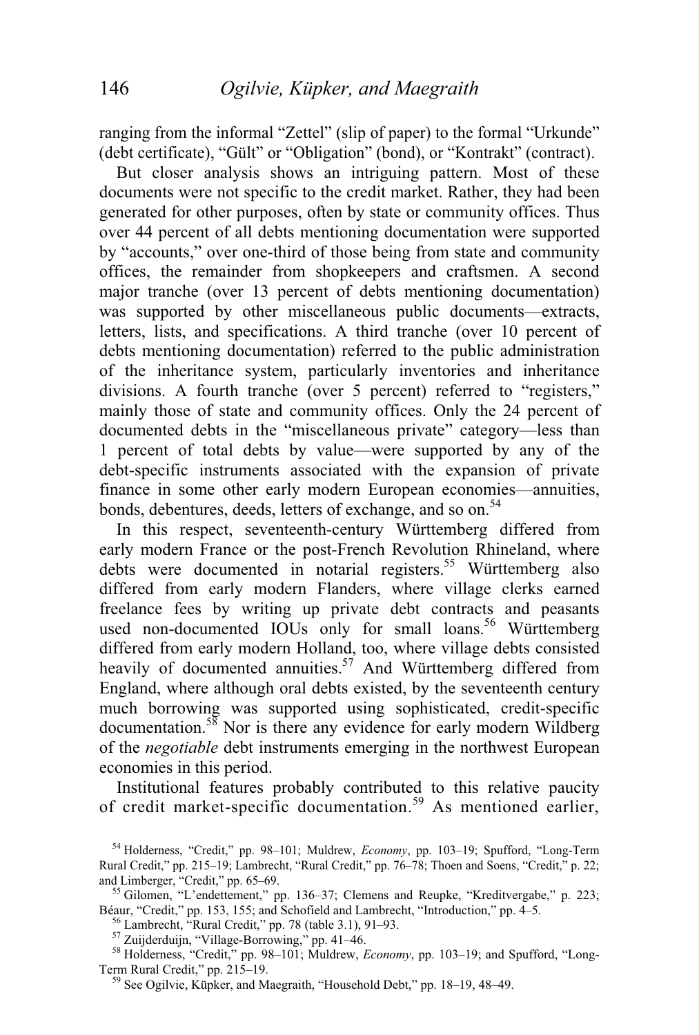ranging from the informal “Zettel” (slip of paper) to the formal “Urkunde” (debt certificate), “Gült” or “Obligation” (bond), or “Kontrakt” (contract).

But closer analysis shows an intriguing pattern. Most of these documents were not specific to the credit market. Rather, they had been generated for other purposes, often by state or community offices. Thus over 44 percent of all debts mentioning documentation were supported by “accounts,” over one-third of those being from state and community offices, the remainder from shopkeepers and craftsmen. A second major tranche (over 13 percent of debts mentioning documentation) was supported by other miscellaneous public documents—extracts, letters, lists, and specifications. A third tranche (over 10 percent of debts mentioning documentation) referred to the public administration of the inheritance system, particularly inventories and inheritance divisions. A fourth tranche (over 5 percent) referred to “registers,” mainly those of state and community offices. Only the 24 percent of documented debts in the “miscellaneous private” category—less than 1 percent of total debts by value—were supported by any of the debt-specific instruments associated with the expansion of private finance in some other early modern European economies—annuities, bonds, debentures, deeds, letters of exchange, and so on.[54]

In this respect, seventeenth-century Württemberg differed from early modern France or the post-French Revolution Rhineland, where debts were documented in notarial registers.[55] Württemberg also differed from early modern Flanders, where village clerks earned freelance fees by writing up private debt contracts and peasants used non-documented IOUs only for small loans.[56] Württemberg differed from early modern Holland, too, where village debts consisted heavily of documented annuities.[57] And Württemberg differed from England, where although oral debts existed, by the seventeenth century much borrowing was supported using sophisticated, credit-specific documentation.[58] Nor is there any evidence for early modern Wildberg of the *negotiable* debt instruments emerging in the northwest European economies in this period.

Institutional features probably contributed to this relative paucity of credit market-specific documentation.[59] As mentioned earlier,

[54] Holderness, “Credit,” pp. 98–101; Muldrew, *Economy*, pp. 103–19; Spufford, “Long-Term Rural Credit,” pp. 215–19; Lambrecht, “Rural Credit,” pp. 76–78; Thoen and Soens, “Credit,” p. 22; and Limberger, “Credit,” pp. 65–69.

[55] Gilomen, “L’endettement,” pp. 136–37; Clemens and Reupke, “Kreditvergabe,” p. 223; Béaur, “Credit,” pp. 153, 155; and Schofield and Lambrecht, “Introduction,” pp. 4–5.

[56] Lambrecht, “Rural Credit,” pp. 78 (table 3.1), 91–93.

[57] Zuijderduijn, “Village-Borrowing,” pp. 41–46.

[58] Holderness, “Credit,” pp. 98–101; Muldrew, *Economy*, pp. 103–19; and Spufford, “Long-Term Rural Credit,” pp. 215–19.

[59] See Ogilvie, Küpker, and Maegraith, “Household Debt,” pp. 18–19, 48–49.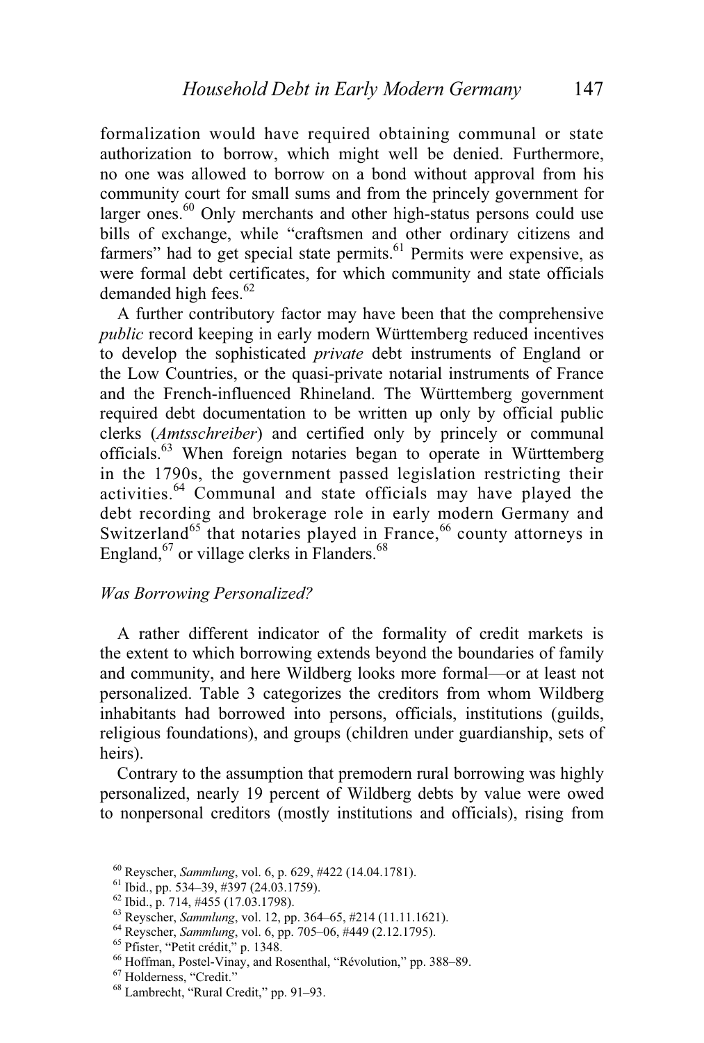formalization would have required obtaining communal or state authorization to borrow, which might well be denied. Furthermore, no one was allowed to borrow on a bond without approval from his community court for small sums and from the princely government for larger ones.[60] Only merchants and other high-status persons could use bills of exchange, while "craftsmen and other ordinary citizens and farmers" had to get special state permits.[61] Permits were expensive, as were formal debt certificates, for which community and state officials demanded high fees.[62]

A further contributory factor may have been that the comprehensive *public* record keeping in early modern Württemberg reduced incentives to develop the sophisticated *private* debt instruments of England or the Low Countries, or the quasi-private notarial instruments of France and the French-influenced Rhineland. The Württemberg government required debt documentation to be written up only by official public clerks (*Amtsschreiber*) and certified only by princely or communal officials.[63] When foreign notaries began to operate in Württemberg in the 1790s, the government passed legislation restricting their activities.[64] Communal and state officials may have played the debt recording and brokerage role in early modern Germany and Switzerland[65] that notaries played in France,[66] county attorneys in England,[67] or village clerks in Flanders.[68]

### *Was Borrowing Personalized?*

A rather different indicator of the formality of credit markets is the extent to which borrowing extends beyond the boundaries of family and community, and here Wildberg looks more formal—or at least not personalized. Table 3 categorizes the creditors from whom Wildberg inhabitants had borrowed into persons, officials, institutions (guilds, religious foundations), and groups (children under guardianship, sets of heirs).

Contrary to the assumption that premodern rural borrowing was highly personalized, nearly 19 percent of Wildberg debts by value were owed to nonpersonal creditors (mostly institutions and officials), rising from

[60] Reyscher, *Sammlung*, vol. 6, p. 629, #422 (14.04.1781).

[61] Ibid., pp. 534–39, #397 (24.03.1759).

[62] Ibid., p. 714, #455 (17.03.1798).

[63] Reyscher, *Sammlung*, vol. 12, pp. 364–65, #214 (11.11.1621).

[64] Reyscher, *Sammlung*, vol. 6, pp. 705–06, #449 (2.12.1795).

[65] Pfister, "Petit crédit," p. 1348.

[66] Hoffman, Postel-Vinay, and Rosenthal, "Révolution," pp. 388–89.

[67] Holderness, "Credit."

[68] Lambrecht, "Rural Credit," pp. 91–93.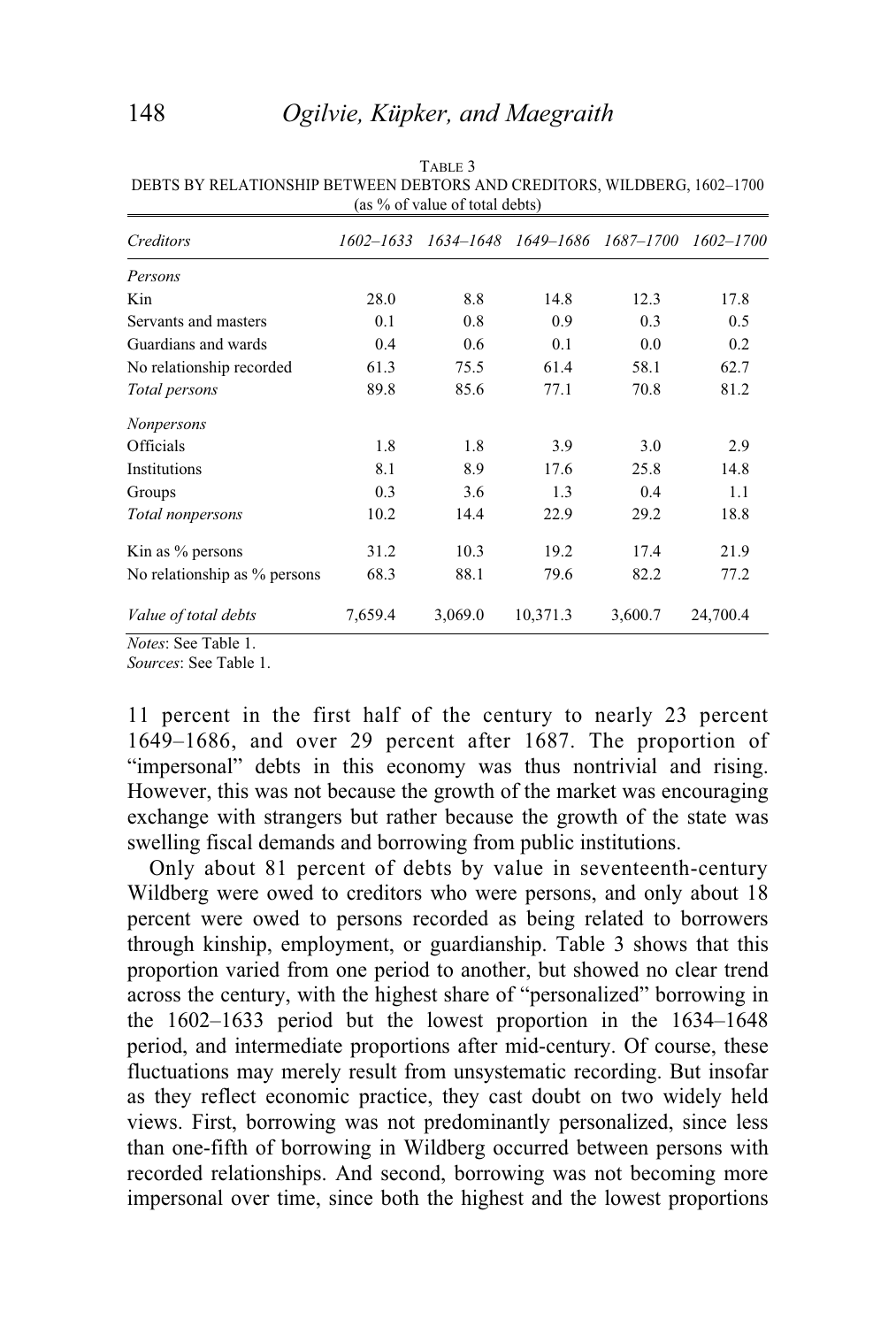TABLE 3

DEBTS BY RELATIONSHIP BETWEEN DEBTORS AND CREDITORS, WILDBERG, 1602–1700

(as % of value of total debts)

| *Creditors* | *1602–1633* | *1634–1648* | *1649–1686* | *1687–1700* | *1602–1700* |
|---|---|---|---|---|---|
| *Persons* | | | | | |
| Kin | 28.0 | 8.8 | 14.8 | 12.3 | 17.8 |
| Servants and masters | 0.1 | 0.8 | 0.9 | 0.3 | 0.5 |
| Guardians and wards | 0.4 | 0.6 | 0.1 | 0.0 | 0.2 |
| No relationship recorded | 61.3 | 75.5 | 61.4 | 58.1 | 62.7 |
| *Total persons* | 89.8 | 85.6 | 77.1 | 70.8 | 81.2 |
| *Nonpersons* | | | | | |
| Officials | 1.8 | 1.8 | 3.9 | 3.0 | 2.9 |
| Institutions | 8.1 | 8.9 | 17.6 | 25.8 | 14.8 |
| Groups | 0.3 | 3.6 | 1.3 | 0.4 | 1.1 |
| *Total nonpersons* | 10.2 | 14.4 | 22.9 | 29.2 | 18.8 |
| Kin as % persons | 31.2 | 10.3 | 19.2 | 17.4 | 21.9 |
| No relationship as % persons | 68.3 | 88.1 | 79.6 | 82.2 | 77.2 |
| *Value of total debts* | 7,659.4 | 3,069.0 | 10,371.3 | 3,600.7 | 24,700.4 |

*Notes*: See Table 1.
*Sources*: See Table 1.

11 percent in the first half of the century to nearly 23 percent 1649–1686, and over 29 percent after 1687. The proportion of "impersonal" debts in this economy was thus nontrivial and rising. However, this was not because the growth of the market was encouraging exchange with strangers but rather because the growth of the state was swelling fiscal demands and borrowing from public institutions.

Only about 81 percent of debts by value in seventeenth-century Wildberg were owed to creditors who were persons, and only about 18 percent were owed to persons recorded as being related to borrowers through kinship, employment, or guardianship. Table 3 shows that this proportion varied from one period to another, but showed no clear trend across the century, with the highest share of "personalized" borrowing in the 1602–1633 period but the lowest proportion in the 1634–1648 period, and intermediate proportions after mid-century. Of course, these fluctuations may merely result from unsystematic recording. But insofar as they reflect economic practice, they cast doubt on two widely held views. First, borrowing was not predominantly personalized, since less than one-fifth of borrowing in Wildberg occurred between persons with recorded relationships. And second, borrowing was not becoming more impersonal over time, since both the highest and the lowest proportions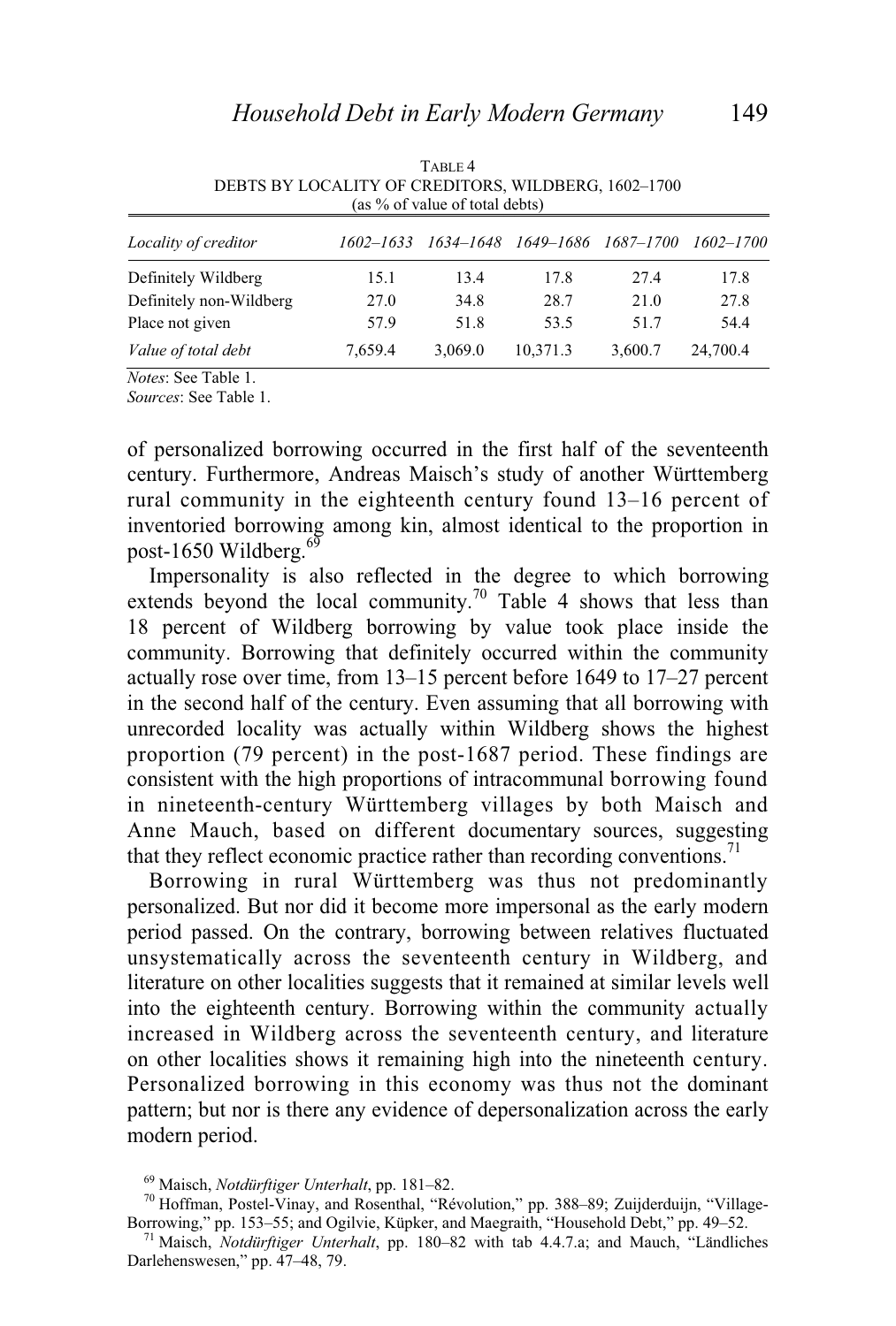TABLE 4
DEBTS BY LOCALITY OF CREDITORS, WILDBERG, 1602–1700
(as % of value of total debts)

| *Locality of creditor* | *1602–1633* | *1634–1648* | *1649–1686* | *1687–1700* | *1602–1700* |
|---|---|---|---|---|---|
| Definitely Wildberg | 15.1 | 13.4 | 17.8 | 27.4 | 17.8 |
| Definitely non-Wildberg | 27.0 | 34.8 | 28.7 | 21.0 | 27.8 |
| Place not given | 57.9 | 51.8 | 53.5 | 51.7 | 54.4 |
| *Value of total debt* | 7,659.4 | 3,069.0 | 10,371.3 | 3,600.7 | 24,700.4 |

*Notes*: See Table 1.
*Sources*: See Table 1.

of personalized borrowing occurred in the first half of the seventeenth century. Furthermore, Andreas Maisch's study of another Württemberg rural community in the eighteenth century found 13–16 percent of inventoried borrowing among kin, almost identical to the proportion in post-1650 Wildberg.[69]

Impersonality is also reflected in the degree to which borrowing extends beyond the local community.[70] Table 4 shows that less than 18 percent of Wildberg borrowing by value took place inside the community. Borrowing that definitely occurred within the community actually rose over time, from 13–15 percent before 1649 to 17–27 percent in the second half of the century. Even assuming that all borrowing with unrecorded locality was actually within Wildberg shows the highest proportion (79 percent) in the post-1687 period. These findings are consistent with the high proportions of intracommunal borrowing found in nineteenth-century Württemberg villages by both Maisch and Anne Mauch, based on different documentary sources, suggesting that they reflect economic practice rather than recording conventions.[71]

Borrowing in rural Württemberg was thus not predominantly personalized. But nor did it become more impersonal as the early modern period passed. On the contrary, borrowing between relatives fluctuated unsystematically across the seventeenth century in Wildberg, and literature on other localities suggests that it remained at similar levels well into the eighteenth century. Borrowing within the community actually increased in Wildberg across the seventeenth century, and literature on other localities shows it remaining high into the nineteenth century. Personalized borrowing in this economy was thus not the dominant pattern; but nor is there any evidence of depersonalization across the early modern period.

[69] Maisch, *Notdürftiger Unterhalt*, pp. 181–82.

[70] Hoffman, Postel-Vinay, and Rosenthal, "Révolution," pp. 388–89; Zuijderduijn, "Village-Borrowing," pp. 153–55; and Ogilvie, Küpker, and Maegraith, "Household Debt," pp. 49–52.

[71] Maisch, *Notdürftiger Unterhalt*, pp. 180–82 with tab 4.4.7.a; and Mauch, "Ländliches Darlehenswesen," pp. 47–48, 79.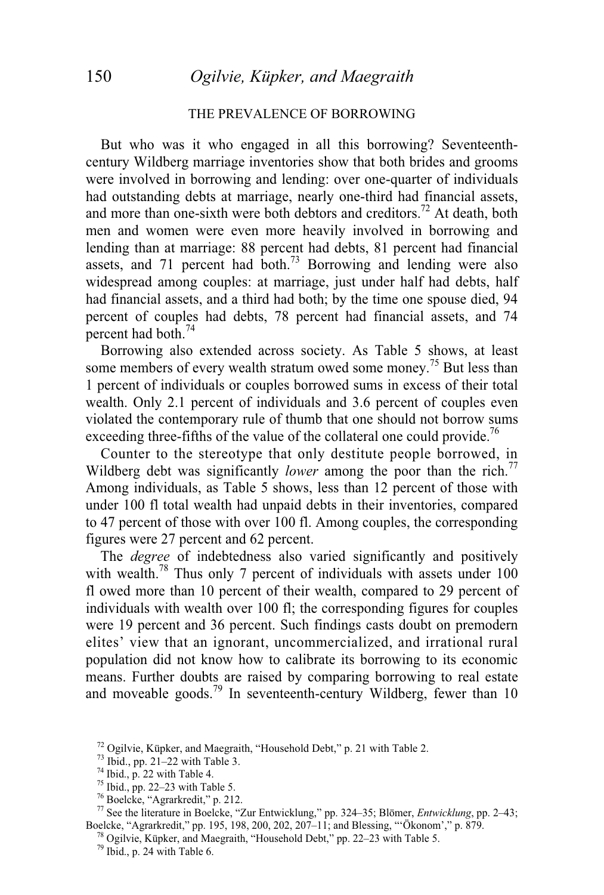## THE PREVALENCE OF BORROWING

But who was it who engaged in all this borrowing? Seventeenth-century Wildberg marriage inventories show that both brides and grooms were involved in borrowing and lending: over one-quarter of individuals had outstanding debts at marriage, nearly one-third had financial assets, and more than one-sixth were both debtors and creditors.[72] At death, both men and women were even more heavily involved in borrowing and lending than at marriage: 88 percent had debts, 81 percent had financial assets, and 71 percent had both.[73] Borrowing and lending were also widespread among couples: at marriage, just under half had debts, half had financial assets, and a third had both; by the time one spouse died, 94 percent of couples had debts, 78 percent had financial assets, and 74 percent had both.[74]

Borrowing also extended across society. As Table 5 shows, at least some members of every wealth stratum owed some money.[75] But less than 1 percent of individuals or couples borrowed sums in excess of their total wealth. Only 2.1 percent of individuals and 3.6 percent of couples even violated the contemporary rule of thumb that one should not borrow sums exceeding three-fifths of the value of the collateral one could provide.[76]

Counter to the stereotype that only destitute people borrowed, in Wildberg debt was significantly *lower* among the poor than the rich.[77] Among individuals, as Table 5 shows, less than 12 percent of those with under 100 fl total wealth had unpaid debts in their inventories, compared to 47 percent of those with over 100 fl. Among couples, the corresponding figures were 27 percent and 62 percent.

The *degree* of indebtedness also varied significantly and positively with wealth.[78] Thus only 7 percent of individuals with assets under 100 fl owed more than 10 percent of their wealth, compared to 29 percent of individuals with wealth over 100 fl; the corresponding figures for couples were 19 percent and 36 percent. Such findings casts doubt on premodern elites' view that an ignorant, uncommercialized, and irrational rural population did not know how to calibrate its borrowing to its economic means. Further doubts are raised by comparing borrowing to real estate and moveable goods.[79] In seventeenth-century Wildberg, fewer than 10

---

[72] Ogilvie, Küpker, and Maegraith, "Household Debt," p. 21 with Table 2.

[73] Ibid., pp. 21–22 with Table 3.

[74] Ibid., p. 22 with Table 4.

[75] Ibid., pp. 22–23 with Table 5.

[76] Boelcke, "Agrarkredit," p. 212.

[77] See the literature in Boelcke, "Zur Entwicklung," pp. 324–35; Blömer, *Entwicklung*, pp. 2–43; Boelcke, "Agrarkredit," pp. 195, 198, 200, 202, 207–11; and Blessing, "'Ökonom'," p. 879.

[78] Ogilvie, Küpker, and Maegraith, "Household Debt," pp. 22–23 with Table 5.

[79] Ibid., p. 24 with Table 6.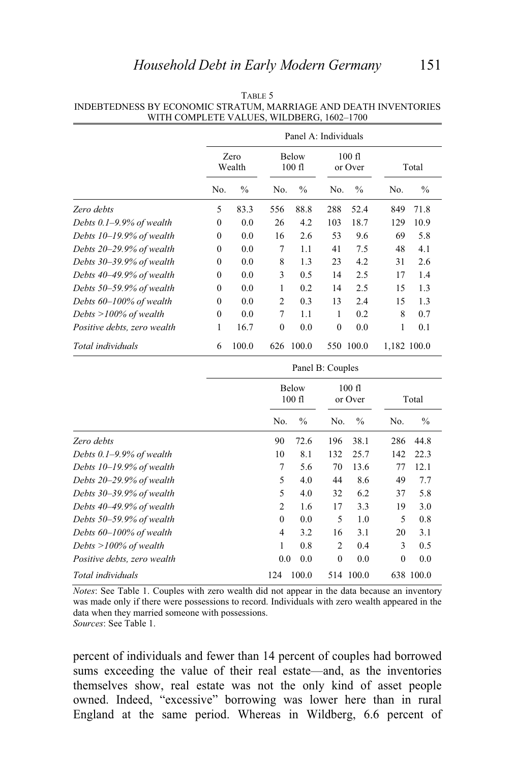TABLE 5
INDEBTEDNESS BY ECONOMIC STRATUM, MARRIAGE AND DEATH INVENTORIES WITH COMPLETE VALUES, WILDBERG, 1602–1700

| | Panel A: Individuals | | | | | | | |
|---|---|---|---|---|---|---|---|---|
| | Zero Wealth | | Below 100 fl | | 100 fl or Over | | Total | |
| | No. | % | No. | % | No. | % | No. | % |
| *Zero debts* | 5 | 83.3 | 556 | 88.8 | 288 | 52.4 | 849 | 71.8 |
| *Debts 0.1–9.9% of wealth* | 0 | 0.0 | 26 | 4.2 | 103 | 18.7 | 129 | 10.9 |
| *Debts 10–19.9% of wealth* | 0 | 0.0 | 16 | 2.6 | 53 | 9.6 | 69 | 5.8 |
| *Debts 20–29.9% of wealth* | 0 | 0.0 | 7 | 1.1 | 41 | 7.5 | 48 | 4.1 |
| *Debts 30–39.9% of wealth* | 0 | 0.0 | 8 | 1.3 | 23 | 4.2 | 31 | 2.6 |
| *Debts 40–49.9% of wealth* | 0 | 0.0 | 3 | 0.5 | 14 | 2.5 | 17 | 1.4 |
| *Debts 50–59.9% of wealth* | 0 | 0.0 | 1 | 0.2 | 14 | 2.5 | 15 | 1.3 |
| *Debts 60–100% of wealth* | 0 | 0.0 | 2 | 0.3 | 13 | 2.4 | 15 | 1.3 |
| *Debts >100% of wealth* | 0 | 0.0 | 7 | 1.1 | 1 | 0.2 | 8 | 0.7 |
| *Positive debts, zero wealth* | 1 | 16.7 | 0 | 0.0 | 0 | 0.0 | 1 | 0.1 |
| *Total individuals* | 6 | 100.0 | 626 | 100.0 | 550 | 100.0 | 1,182 | 100.0 |

| | Panel B: Couples | | | | | |
|---|---|---|---|---|---|---|
| | Below 100 fl | | 100 fl or Over | | Total | |
| | No. | % | No. | % | No. | % |
| *Zero debts* | 90 | 72.6 | 196 | 38.1 | 286 | 44.8 |
| *Debts 0.1–9.9% of wealth* | 10 | 8.1 | 132 | 25.7 | 142 | 22.3 |
| *Debts 10–19.9% of wealth* | 7 | 5.6 | 70 | 13.6 | 77 | 12.1 |
| *Debts 20–29.9% of wealth* | 5 | 4.0 | 44 | 8.6 | 49 | 7.7 |
| *Debts 30–39.9% of wealth* | 5 | 4.0 | 32 | 6.2 | 37 | 5.8 |
| *Debts 40–49.9% of wealth* | 2 | 1.6 | 17 | 3.3 | 19 | 3.0 |
| *Debts 50–59.9% of wealth* | 0 | 0.0 | 5 | 1.0 | 5 | 0.8 |
| *Debts 60–100% of wealth* | 4 | 3.2 | 16 | 3.1 | 20 | 3.1 |
| *Debts >100% of wealth* | 1 | 0.8 | 2 | 0.4 | 3 | 0.5 |
| *Positive debts, zero wealth* | 0.0 | 0.0 | 0 | 0.0 | 0 | 0.0 |
| *Total individuals* | 124 | 100.0 | 514 | 100.0 | 638 | 100.0 |

*Notes*: See Table 1. Couples with zero wealth did not appear in the data because an inventory was made only if there were possessions to record. Individuals with zero wealth appeared in the data when they married someone with possessions.
*Sources*: See Table 1.

percent of individuals and fewer than 14 percent of couples had borrowed sums exceeding the value of their real estate—and, as the inventories themselves show, real estate was not the only kind of asset people owned. Indeed, "excessive" borrowing was lower here than in rural England at the same period. Whereas in Wildberg, 6.6 percent of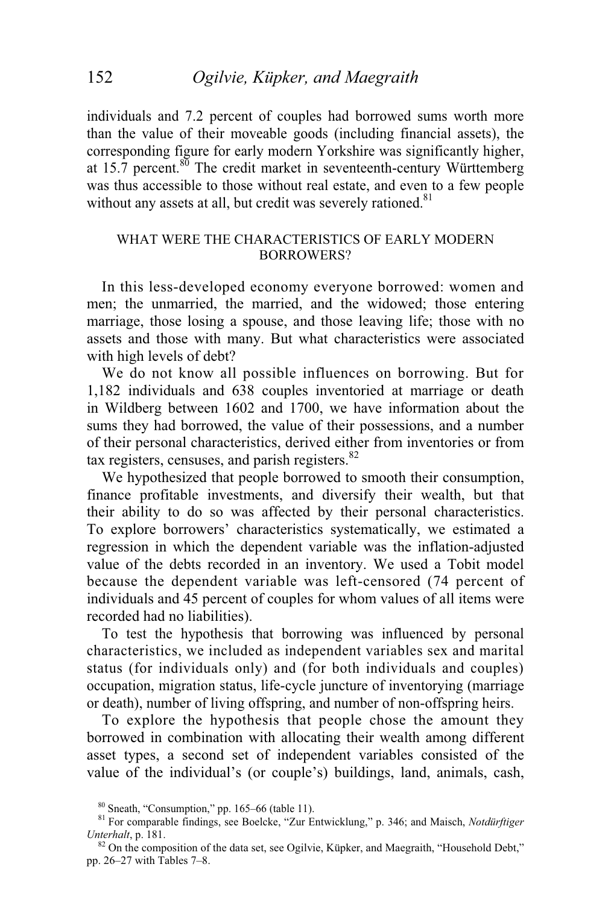individuals and 7.2 percent of couples had borrowed sums worth more than the value of their moveable goods (including financial assets), the corresponding figure for early modern Yorkshire was significantly higher, at 15.7 percent.[80] The credit market in seventeenth-century Württemberg was thus accessible to those without real estate, and even to a few people without any assets at all, but credit was severely rationed.[81]

## WHAT WERE THE CHARACTERISTICS OF EARLY MODERN BORROWERS?

In this less-developed economy everyone borrowed: women and men; the unmarried, the married, and the widowed; those entering marriage, those losing a spouse, and those leaving life; those with no assets and those with many. But what characteristics were associated with high levels of debt?

We do not know all possible influences on borrowing. But for 1,182 individuals and 638 couples inventoried at marriage or death in Wildberg between 1602 and 1700, we have information about the sums they had borrowed, the value of their possessions, and a number of their personal characteristics, derived either from inventories or from tax registers, censuses, and parish registers.[82]

We hypothesized that people borrowed to smooth their consumption, finance profitable investments, and diversify their wealth, but that their ability to do so was affected by their personal characteristics. To explore borrowers' characteristics systematically, we estimated a regression in which the dependent variable was the inflation-adjusted value of the debts recorded in an inventory. We used a Tobit model because the dependent variable was left-censored (74 percent of individuals and 45 percent of couples for whom values of all items were recorded had no liabilities).

To test the hypothesis that borrowing was influenced by personal characteristics, we included as independent variables sex and marital status (for individuals only) and (for both individuals and couples) occupation, migration status, life-cycle juncture of inventorying (marriage or death), number of living offspring, and number of non-offspring heirs.

To explore the hypothesis that people chose the amount they borrowed in combination with allocating their wealth among different asset types, a second set of independent variables consisted of the value of the individual's (or couple's) buildings, land, animals, cash,

[80] Sneath, "Consumption," pp. 165–66 (table 11).

[81] For comparable findings, see Boelcke, "Zur Entwicklung," p. 346; and Maisch, *Notdürftiger Unterhalt*, p. 181.

[82] On the composition of the data set, see Ogilvie, Küpker, and Maegraith, "Household Debt," pp. 26–27 with Tables 7–8.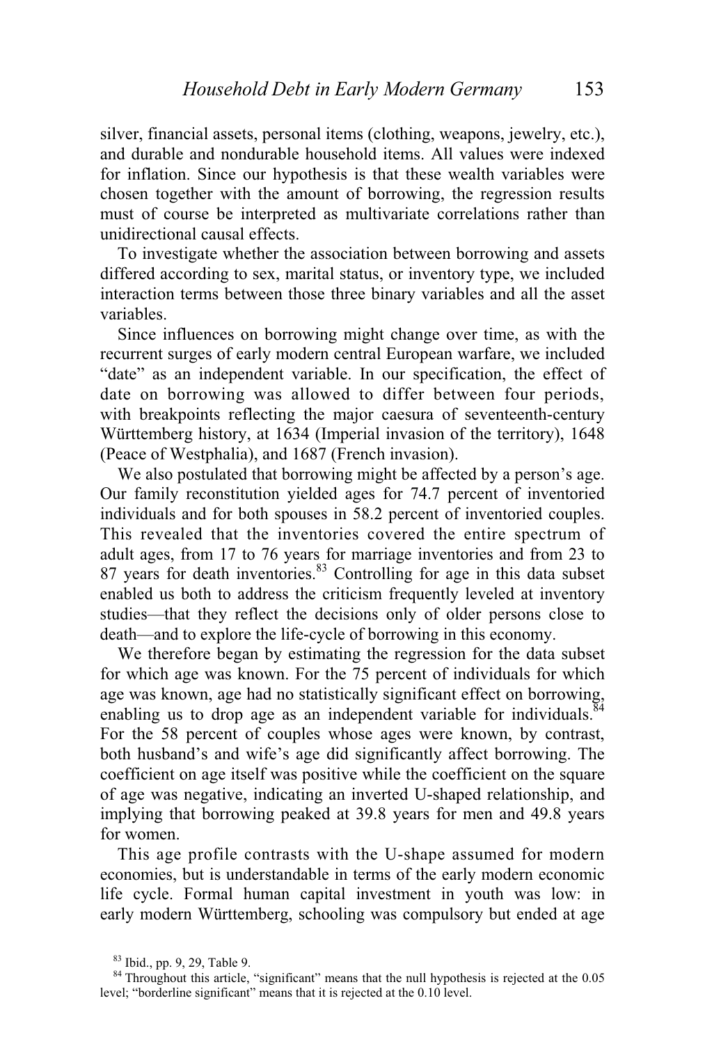silver, financial assets, personal items (clothing, weapons, jewelry, etc.), and durable and nondurable household items. All values were indexed for inflation. Since our hypothesis is that these wealth variables were chosen together with the amount of borrowing, the regression results must of course be interpreted as multivariate correlations rather than unidirectional causal effects.

To investigate whether the association between borrowing and assets differed according to sex, marital status, or inventory type, we included interaction terms between those three binary variables and all the asset variables.

Since influences on borrowing might change over time, as with the recurrent surges of early modern central European warfare, we included "date" as an independent variable. In our specification, the effect of date on borrowing was allowed to differ between four periods, with breakpoints reflecting the major caesura of seventeenth-century Württemberg history, at 1634 (Imperial invasion of the territory), 1648 (Peace of Westphalia), and 1687 (French invasion).

We also postulated that borrowing might be affected by a person's age. Our family reconstitution yielded ages for 74.7 percent of inventoried individuals and for both spouses in 58.2 percent of inventoried couples. This revealed that the inventories covered the entire spectrum of adult ages, from 17 to 76 years for marriage inventories and from 23 to 87 years for death inventories.[83] Controlling for age in this data subset enabled us both to address the criticism frequently leveled at inventory studies—that they reflect the decisions only of older persons close to death—and to explore the life-cycle of borrowing in this economy.

We therefore began by estimating the regression for the data subset for which age was known. For the 75 percent of individuals for which age was known, age had no statistically significant effect on borrowing, enabling us to drop age as an independent variable for individuals.[84] For the 58 percent of couples whose ages were known, by contrast, both husband's and wife's age did significantly affect borrowing. The coefficient on age itself was positive while the coefficient on the square of age was negative, indicating an inverted U-shaped relationship, and implying that borrowing peaked at 39.8 years for men and 49.8 years for women.

This age profile contrasts with the U-shape assumed for modern economies, but is understandable in terms of the early modern economic life cycle. Formal human capital investment in youth was low: in early modern Württemberg, schooling was compulsory but ended at age

[83] Ibid., pp. 9, 29, Table 9.

[84] Throughout this article, "significant" means that the null hypothesis is rejected at the 0.05 level; "borderline significant" means that it is rejected at the 0.10 level.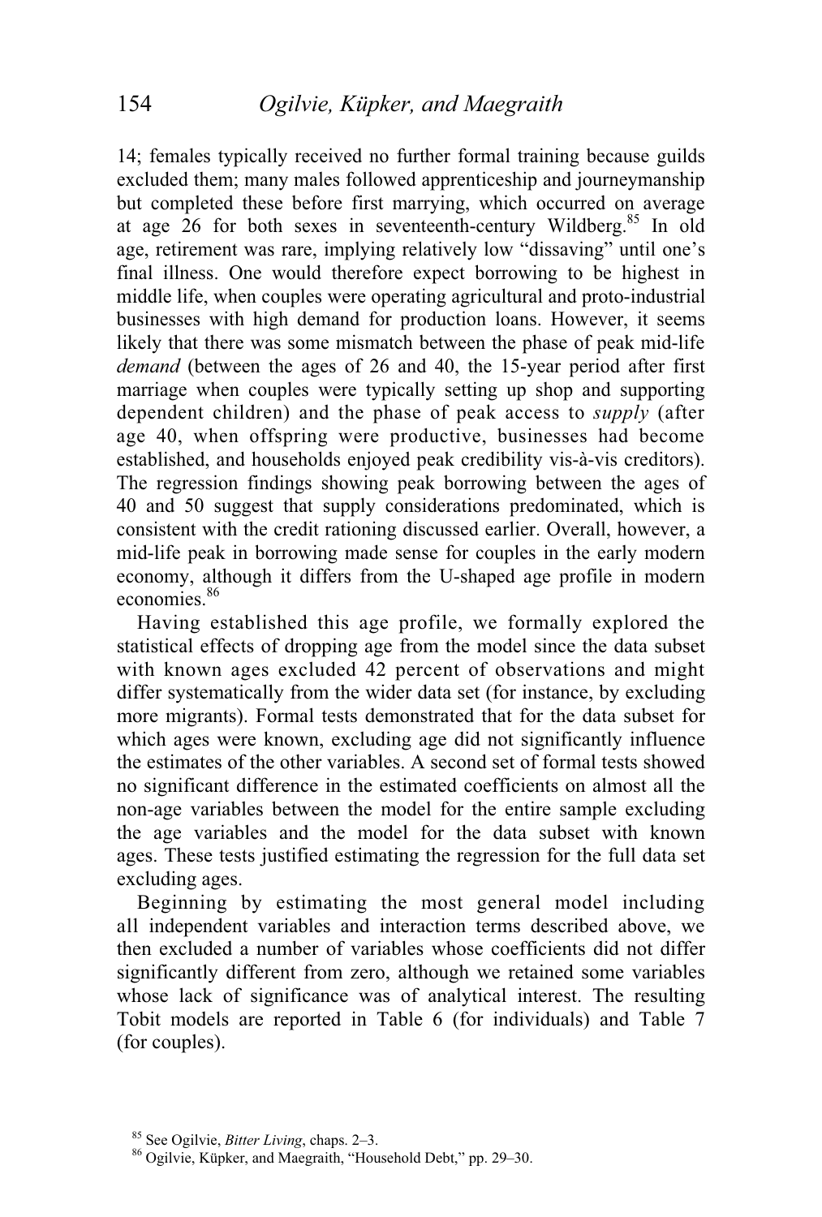14; females typically received no further formal training because guilds excluded them; many males followed apprenticeship and journeymanship but completed these before first marrying, which occurred on average at age 26 for both sexes in seventeenth-century Wildberg.[85] In old age, retirement was rare, implying relatively low "dissaving" until one's final illness. One would therefore expect borrowing to be highest in middle life, when couples were operating agricultural and proto-industrial businesses with high demand for production loans. However, it seems likely that there was some mismatch between the phase of peak mid-life *demand* (between the ages of 26 and 40, the 15-year period after first marriage when couples were typically setting up shop and supporting dependent children) and the phase of peak access to *supply* (after age 40, when offspring were productive, businesses had become established, and households enjoyed peak credibility vis-à-vis creditors). The regression findings showing peak borrowing between the ages of 40 and 50 suggest that supply considerations predominated, which is consistent with the credit rationing discussed earlier. Overall, however, a mid-life peak in borrowing made sense for couples in the early modern economy, although it differs from the U-shaped age profile in modern economies.[86]

Having established this age profile, we formally explored the statistical effects of dropping age from the model since the data subset with known ages excluded 42 percent of observations and might differ systematically from the wider data set (for instance, by excluding more migrants). Formal tests demonstrated that for the data subset for which ages were known, excluding age did not significantly influence the estimates of the other variables. A second set of formal tests showed no significant difference in the estimated coefficients on almost all the non-age variables between the model for the entire sample excluding the age variables and the model for the data subset with known ages. These tests justified estimating the regression for the full data set excluding ages.

Beginning by estimating the most general model including all independent variables and interaction terms described above, we then excluded a number of variables whose coefficients did not differ significantly different from zero, although we retained some variables whose lack of significance was of analytical interest. The resulting Tobit models are reported in Table 6 (for individuals) and Table 7 (for couples).

---

[85] See Ogilvie, *Bitter Living*, chaps. 2–3.

[86] Ogilvie, Küpker, and Maegraith, "Household Debt," pp. 29–30.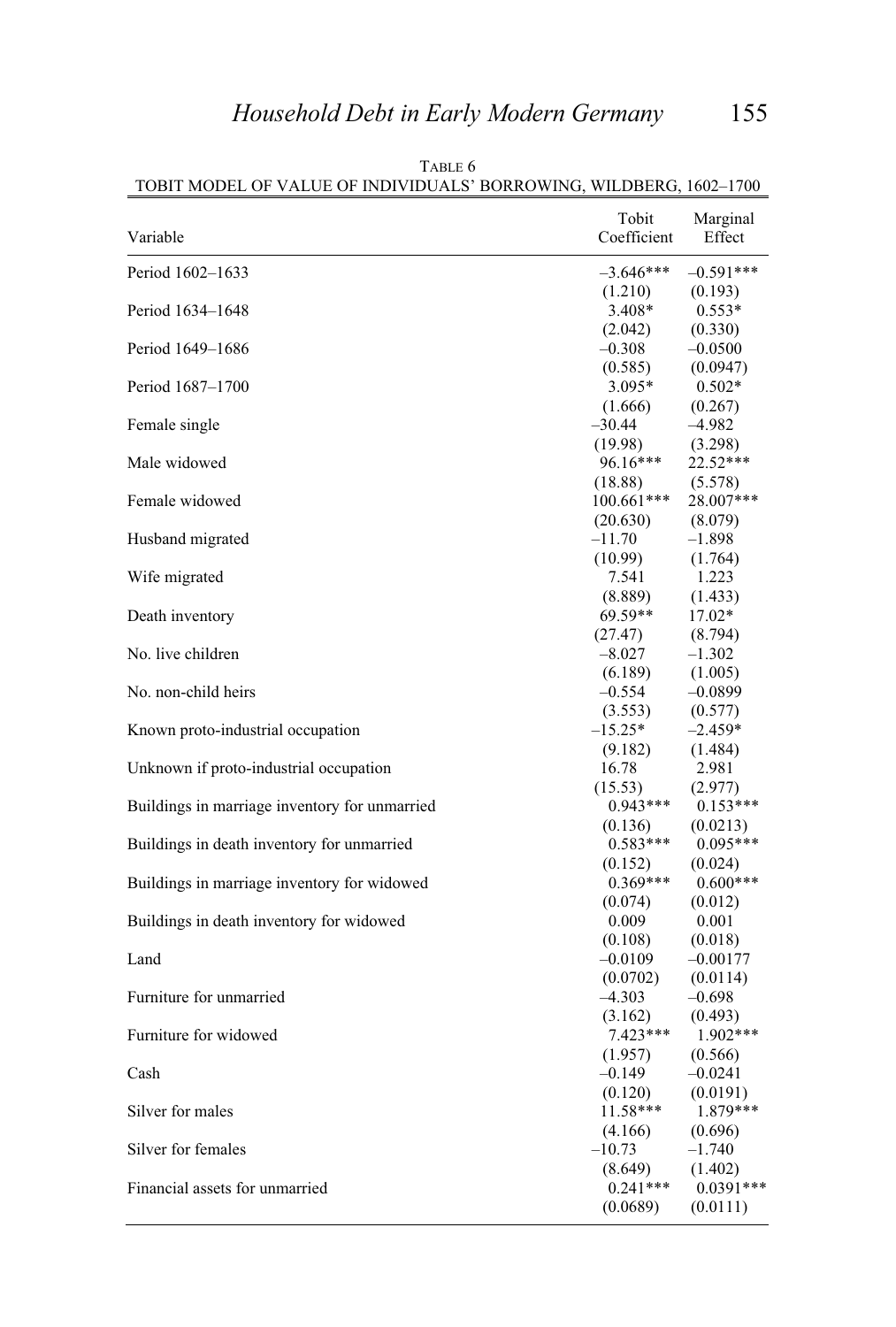TABLE 6
TOBIT MODEL OF VALUE OF INDIVIDUALS' BORROWING, WILDBERG, 1602–1700

| Variable | Tobit Coefficient | Marginal Effect |
|---|---|---|
| Period 1602–1633 | –3.646*** | –0.591*** |
| | (1.210) | (0.193) |
| Period 1634–1648 | 3.408* | 0.553* |
| | (2.042) | (0.330) |
| Period 1649–1686 | –0.308 | –0.0500 |
| | (0.585) | (0.0947) |
| Period 1687–1700 | 3.095* | 0.502* |
| | (1.666) | (0.267) |
| Female single | –30.44 | –4.982 |
| | (19.98) | (3.298) |
| Male widowed | 96.16*** | 22.52*** |
| | (18.88) | (5.578) |
| Female widowed | 100.661*** | 28.007*** |
| | (20.630) | (8.079) |
| Husband migrated | –11.70 | –1.898 |
| | (10.99) | (1.764) |
| Wife migrated | 7.541 | 1.223 |
| | (8.889) | (1.433) |
| Death inventory | 69.59** | 17.02* |
| | (27.47) | (8.794) |
| No. live children | –8.027 | –1.302 |
| | (6.189) | (1.005) |
| No. non-child heirs | –0.554 | –0.0899 |
| | (3.553) | (0.577) |
| Known proto-industrial occupation | –15.25* | –2.459* |
| | (9.182) | (1.484) |
| Unknown if proto-industrial occupation | 16.78 | 2.981 |
| | (15.53) | (2.977) |
| Buildings in marriage inventory for unmarried | 0.943*** | 0.153*** |
| | (0.136) | (0.0213) |
| Buildings in death inventory for unmarried | 0.583*** | 0.095*** |
| | (0.152) | (0.024) |
| Buildings in marriage inventory for widowed | 0.369*** | 0.600*** |
| | (0.074) | (0.012) |
| Buildings in death inventory for widowed | 0.009 | 0.001 |
| | (0.108) | (0.018) |
| Land | –0.0109 | –0.00177 |
| | (0.0702) | (0.0114) |
| Furniture for unmarried | –4.303 | –0.698 |
| | (3.162) | (0.493) |
| Furniture for widowed | 7.423*** | 1.902*** |
| | (1.957) | (0.566) |
| Cash | –0.149 | –0.0241 |
| | (0.120) | (0.0191) |
| Silver for males | 11.58*** | 1.879*** |
| | (4.166) | (0.696) |
| Silver for females | –10.73 | –1.740 |
| | (8.649) | (1.402) |
| Financial assets for unmarried | 0.241*** | 0.0391*** |
| | (0.0689) | (0.0111) |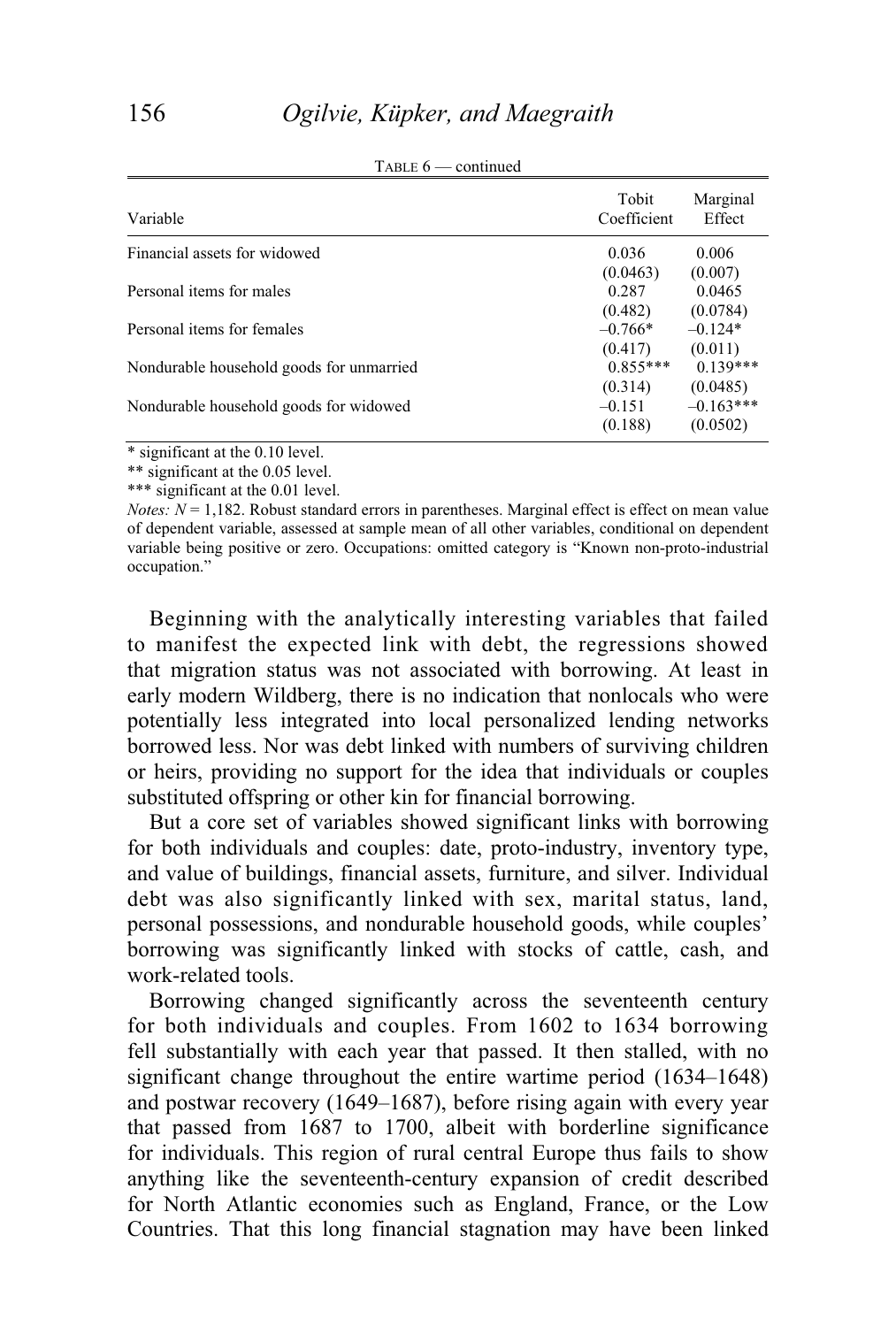TABLE 6 — continued

| Variable | Tobit Coefficient | Marginal Effect |
|---|---|---|
| Financial assets for widowed | 0.036 | 0.006 |
| | (0.0463) | (0.007) |
| Personal items for males | 0.287 | 0.0465 |
| | (0.482) | (0.0784) |
| Personal items for females | –0.766* | –0.124* |
| | (0.417) | (0.011) |
| Nondurable household goods for unmarried | 0.855*** | 0.139*** |
| | (0.314) | (0.0485) |
| Nondurable household goods for widowed | –0.151 | –0.163*** |
| | (0.188) | (0.0502) |

\* significant at the 0.10 level.
\*\* significant at the 0.05 level.
\*\*\* significant at the 0.01 level.
*Notes:* *N* = 1,182. Robust standard errors in parentheses. Marginal effect is effect on mean value of dependent variable, assessed at sample mean of all other variables, conditional on dependent variable being positive or zero. Occupations: omitted category is "Known non-proto-industrial occupation."

Beginning with the analytically interesting variables that failed to manifest the expected link with debt, the regressions showed that migration status was not associated with borrowing. At least in early modern Wildberg, there is no indication that nonlocals who were potentially less integrated into local personalized lending networks borrowed less. Nor was debt linked with numbers of surviving children or heirs, providing no support for the idea that individuals or couples substituted offspring or other kin for financial borrowing.

But a core set of variables showed significant links with borrowing for both individuals and couples: date, proto-industry, inventory type, and value of buildings, financial assets, furniture, and silver. Individual debt was also significantly linked with sex, marital status, land, personal possessions, and nondurable household goods, while couples' borrowing was significantly linked with stocks of cattle, cash, and work-related tools.

Borrowing changed significantly across the seventeenth century for both individuals and couples. From 1602 to 1634 borrowing fell substantially with each year that passed. It then stalled, with no significant change throughout the entire wartime period (1634–1648) and postwar recovery (1649–1687), before rising again with every year that passed from 1687 to 1700, albeit with borderline significance for individuals. This region of rural central Europe thus fails to show anything like the seventeenth-century expansion of credit described for North Atlantic economies such as England, France, or the Low Countries. That this long financial stagnation may have been linked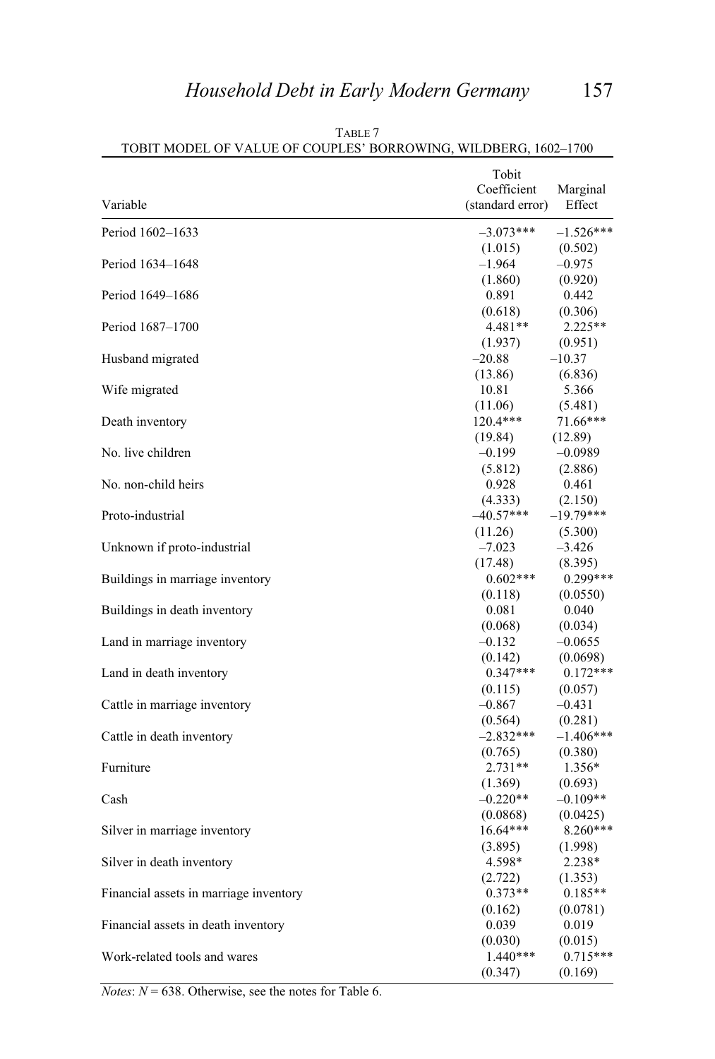TABLE 7
TOBIT MODEL OF VALUE OF COUPLES' BORROWING, WILDBERG, 1602–1700

| Variable | Tobit Coefficient (standard error) | Marginal Effect |
|---|---|---|
| Period 1602–1633 | –3.073*** | –1.526*** |
| | (1.015) | (0.502) |
| Period 1634–1648 | –1.964 | –0.975 |
| | (1.860) | (0.920) |
| Period 1649–1686 | 0.891 | 0.442 |
| | (0.618) | (0.306) |
| Period 1687–1700 | 4.481** | 2.225** |
| | (1.937) | (0.951) |
| Husband migrated | –20.88 | –10.37 |
| | (13.86) | (6.836) |
| Wife migrated | 10.81 | 5.366 |
| | (11.06) | (5.481) |
| Death inventory | 120.4*** | 71.66*** |
| | (19.84) | (12.89) |
| No. live children | –0.199 | –0.0989 |
| | (5.812) | (2.886) |
| No. non-child heirs | 0.928 | 0.461 |
| | (4.333) | (2.150) |
| Proto-industrial | –40.57*** | –19.79*** |
| | (11.26) | (5.300) |
| Unknown if proto-industrial | –7.023 | –3.426 |
| | (17.48) | (8.395) |
| Buildings in marriage inventory | 0.602*** | 0.299*** |
| | (0.118) | (0.0550) |
| Buildings in death inventory | 0.081 | 0.040 |
| | (0.068) | (0.034) |
| Land in marriage inventory | –0.132 | –0.0655 |
| | (0.142) | (0.0698) |
| Land in death inventory | 0.347*** | 0.172*** |
| | (0.115) | (0.057) |
| Cattle in marriage inventory | –0.867 | –0.431 |
| | (0.564) | (0.281) |
| Cattle in death inventory | –2.832*** | –1.406*** |
| | (0.765) | (0.380) |
| Furniture | 2.731** | 1.356* |
| | (1.369) | (0.693) |
| Cash | –0.220** | –0.109** |
| | (0.0868) | (0.0425) |
| Silver in marriage inventory | 16.64*** | 8.260*** |
| | (3.895) | (1.998) |
| Silver in death inventory | 4.598* | 2.238* |
| | (2.722) | (1.353) |
| Financial assets in marriage inventory | 0.373** | 0.185** |
| | (0.162) | (0.0781) |
| Financial assets in death inventory | 0.039 | 0.019 |
| | (0.030) | (0.015) |
| Work-related tools and wares | 1.440*** | 0.715*** |
| | (0.347) | (0.169) |

*Notes*: $N = 638$. Otherwise, see the notes for Table 6.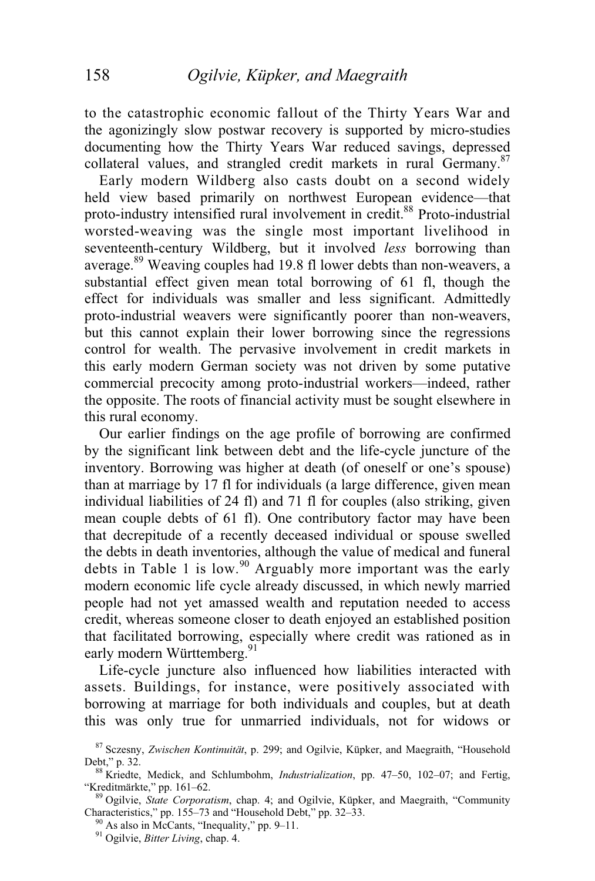to the catastrophic economic fallout of the Thirty Years War and the agonizingly slow postwar recovery is supported by micro-studies documenting how the Thirty Years War reduced savings, depressed collateral values, and strangled credit markets in rural Germany.[87]

Early modern Wildberg also casts doubt on a second widely held view based primarily on northwest European evidence—that proto-industry intensified rural involvement in credit.[88] Proto-industrial worsted-weaving was the single most important livelihood in seventeenth-century Wildberg, but it involved *less* borrowing than average.[89] Weaving couples had 19.8 fl lower debts than non-weavers, a substantial effect given mean total borrowing of 61 fl, though the effect for individuals was smaller and less significant. Admittedly proto-industrial weavers were significantly poorer than non-weavers, but this cannot explain their lower borrowing since the regressions control for wealth. The pervasive involvement in credit markets in this early modern German society was not driven by some putative commercial precocity among proto-industrial workers—indeed, rather the opposite. The roots of financial activity must be sought elsewhere in this rural economy.

Our earlier findings on the age profile of borrowing are confirmed by the significant link between debt and the life-cycle juncture of the inventory. Borrowing was higher at death (of oneself or one's spouse) than at marriage by 17 fl for individuals (a large difference, given mean individual liabilities of 24 fl) and 71 fl for couples (also striking, given mean couple debts of 61 fl). One contributory factor may have been that decrepitude of a recently deceased individual or spouse swelled the debts in death inventories, although the value of medical and funeral debts in Table 1 is low.[90] Arguably more important was the early modern economic life cycle already discussed, in which newly married people had not yet amassed wealth and reputation needed to access credit, whereas someone closer to death enjoyed an established position that facilitated borrowing, especially where credit was rationed as in early modern Württemberg.[91]

Life-cycle juncture also influenced how liabilities interacted with assets. Buildings, for instance, were positively associated with borrowing at marriage for both individuals and couples, but at death this was only true for unmarried individuals, not for widows or

---

[87] Sczesny, *Zwischen Kontinuität*, p. 299; and Ogilvie, Küpker, and Maegraith, "Household Debt," p. 32.

[88] Kriedte, Medick, and Schlumbohm, *Industrialization*, pp. 47–50, 102–07; and Fertig, "Kreditmärkte," pp. 161–62.

[89] Ogilvie, *State Corporatism*, chap. 4; and Ogilvie, Küpker, and Maegraith, "Community Characteristics," pp. 155–73 and "Household Debt," pp. 32–33.

[90] As also in McCants, "Inequality," pp. 9–11.

[91] Ogilvie, *Bitter Living*, chap. 4.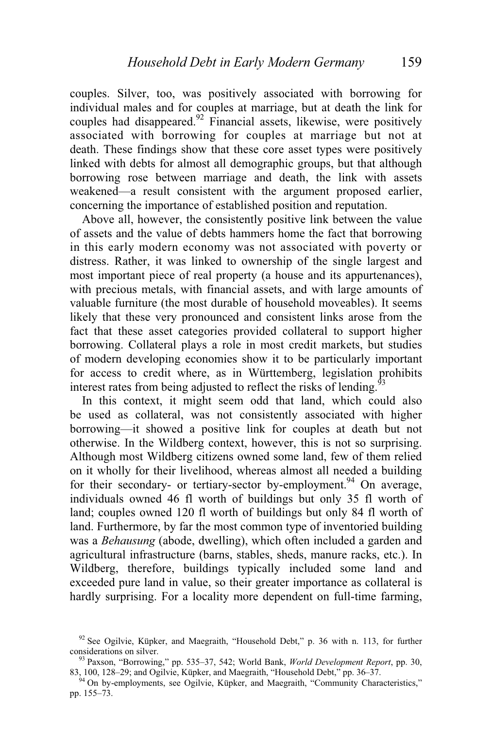couples. Silver, too, was positively associated with borrowing for individual males and for couples at marriage, but at death the link for couples had disappeared.[92] Financial assets, likewise, were positively associated with borrowing for couples at marriage but not at death. These findings show that these core asset types were positively linked with debts for almost all demographic groups, but that although borrowing rose between marriage and death, the link with assets weakened—a result consistent with the argument proposed earlier, concerning the importance of established position and reputation.

Above all, however, the consistently positive link between the value of assets and the value of debts hammers home the fact that borrowing in this early modern economy was not associated with poverty or distress. Rather, it was linked to ownership of the single largest and most important piece of real property (a house and its appurtenances), with precious metals, with financial assets, and with large amounts of valuable furniture (the most durable of household moveables). It seems likely that these very pronounced and consistent links arose from the fact that these asset categories provided collateral to support higher borrowing. Collateral plays a role in most credit markets, but studies of modern developing economies show it to be particularly important for access to credit where, as in Württemberg, legislation prohibits interest rates from being adjusted to reflect the risks of lending.[93]

In this context, it might seem odd that land, which could also be used as collateral, was not consistently associated with higher borrowing—it showed a positive link for couples at death but not otherwise. In the Wildberg context, however, this is not so surprising. Although most Wildberg citizens owned some land, few of them relied on it wholly for their livelihood, whereas almost all needed a building for their secondary- or tertiary-sector by-employment.[94] On average, individuals owned 46 fl worth of buildings but only 35 fl worth of land; couples owned 120 fl worth of buildings but only 84 fl worth of land. Furthermore, by far the most common type of inventoried building was a *Behausung* (abode, dwelling), which often included a garden and agricultural infrastructure (barns, stables, sheds, manure racks, etc.). In Wildberg, therefore, buildings typically included some land and exceeded pure land in value, so their greater importance as collateral is hardly surprising. For a locality more dependent on full-time farming,

[92] See Ogilvie, Küpker, and Maegraith, "Household Debt," p. 36 with n. 113, for further considerations on silver.

[93] Paxson, "Borrowing," pp. 535–37, 542; World Bank, *World Development Report*, pp. 30, 83, 100, 128–29; and Ogilvie, Küpker, and Maegraith, "Household Debt," pp. 36–37.

[94] On by-employments, see Ogilvie, Küpker, and Maegraith, "Community Characteristics," pp. 155–73.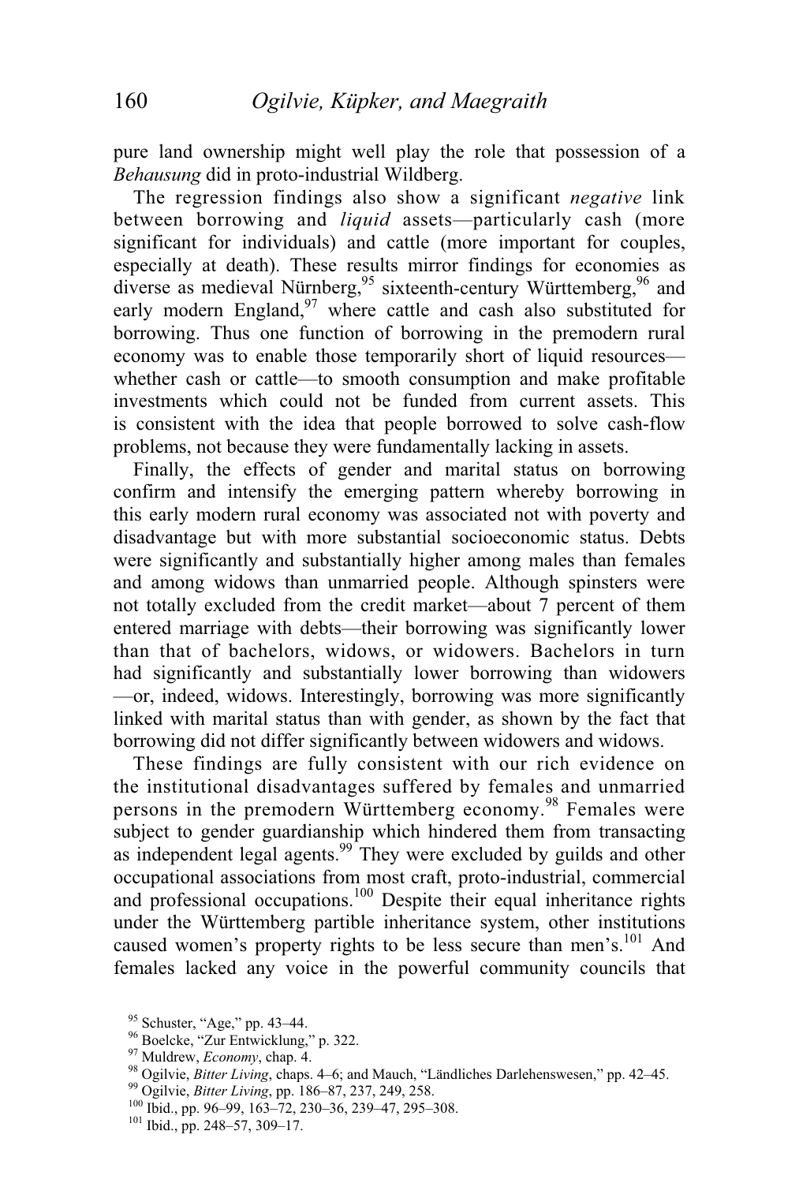pure land ownership might well play the role that possession of a *Behausung* did in proto-industrial Wildberg.

The regression findings also show a significant *negative* link between borrowing and *liquid* assets—particularly cash (more significant for individuals) and cattle (more important for couples, especially at death). These results mirror findings for economies as diverse as medieval Nürnberg,[95] sixteenth-century Württemberg,[96] and early modern England,[97] where cattle and cash also substituted for borrowing. Thus one function of borrowing in the premodern rural economy was to enable those temporarily short of liquid resources—whether cash or cattle—to smooth consumption and make profitable investments which could not be funded from current assets. This is consistent with the idea that people borrowed to solve cash-flow problems, not because they were fundamentally lacking in assets.

Finally, the effects of gender and marital status on borrowing confirm and intensify the emerging pattern whereby borrowing in this early modern rural economy was associated not with poverty and disadvantage but with more substantial socioeconomic status. Debts were significantly and substantially higher among males than females and among widows than unmarried people. Although spinsters were not totally excluded from the credit market—about 7 percent of them entered marriage with debts—their borrowing was significantly lower than that of bachelors, widows, or widowers. Bachelors in turn had significantly and substantially lower borrowing than widowers—or, indeed, widows. Interestingly, borrowing was more significantly linked with marital status than with gender, as shown by the fact that borrowing did not differ significantly between widowers and widows.

These findings are fully consistent with our rich evidence on the institutional disadvantages suffered by females and unmarried persons in the premodern Württemberg economy.[98] Females were subject to gender guardianship which hindered them from transacting as independent legal agents.[99] They were excluded by guilds and other occupational associations from most craft, proto-industrial, commercial and professional occupations.[100] Despite their equal inheritance rights under the Württemberg partible inheritance system, other institutions caused women's property rights to be less secure than men's.[101] And females lacked any voice in the powerful community councils that

[95] Schuster, "Age," pp. 43–44.

[96] Boelcke, "Zur Entwicklung," p. 322.

[97] Muldrew, *Economy*, chap. 4.

[98] Ogilvie, *Bitter Living*, chaps. 4–6; and Mauch, "Ländliches Darlehenswesen," pp. 42–45.

[99] Ogilvie, *Bitter Living*, pp. 186–87, 237, 249, 258.

[100] Ibid., pp. 96–99, 163–72, 230–36, 239–47, 295–308.

[101] Ibid., pp. 248–57, 309–17.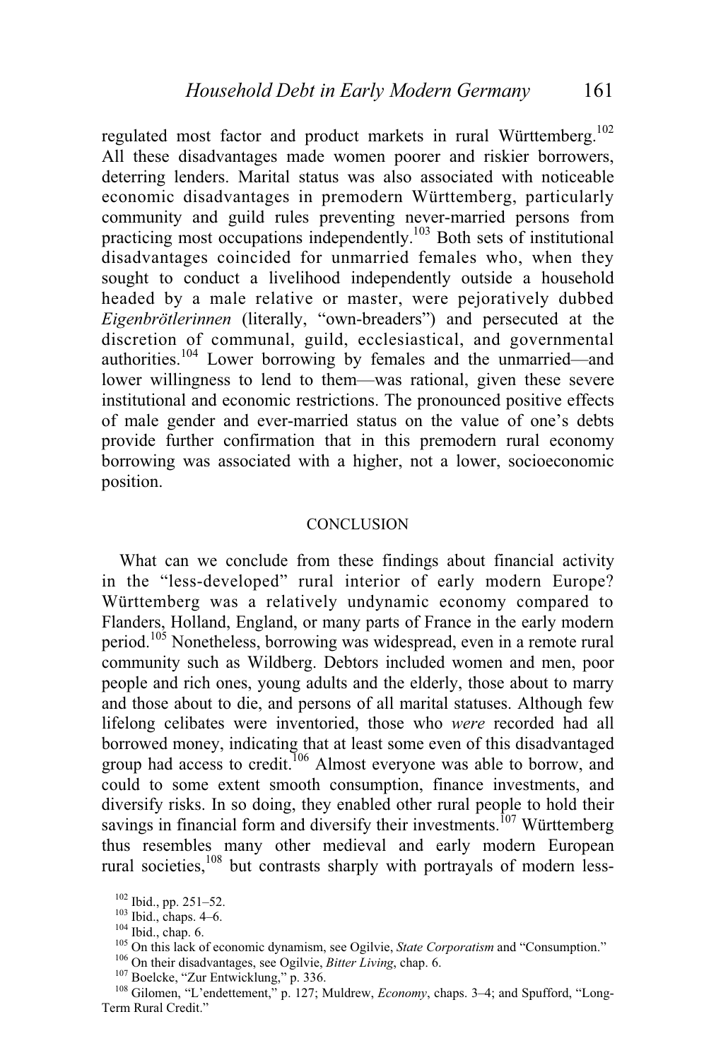regulated most factor and product markets in rural Württemberg.[102] All these disadvantages made women poorer and riskier borrowers, deterring lenders. Marital status was also associated with noticeable economic disadvantages in premodern Württemberg, particularly community and guild rules preventing never-married persons from practicing most occupations independently.[103] Both sets of institutional disadvantages coincided for unmarried females who, when they sought to conduct a livelihood independently outside a household headed by a male relative or master, were pejoratively dubbed *Eigenbrötlerinnen* (literally, "own-breaders") and persecuted at the discretion of communal, guild, ecclesiastical, and governmental authorities.[104] Lower borrowing by females and the unmarried—and lower willingness to lend to them—was rational, given these severe institutional and economic restrictions. The pronounced positive effects of male gender and ever-married status on the value of one's debts provide further confirmation that in this premodern rural economy borrowing was associated with a higher, not a lower, socioeconomic position.

## CONCLUSION

What can we conclude from these findings about financial activity in the "less-developed" rural interior of early modern Europe? Württemberg was a relatively undynamic economy compared to Flanders, Holland, England, or many parts of France in the early modern period.[105] Nonetheless, borrowing was widespread, even in a remote rural community such as Wildberg. Debtors included women and men, poor people and rich ones, young adults and the elderly, those about to marry and those about to die, and persons of all marital statuses. Although few lifelong celibates were inventoried, those who *were* recorded had all borrowed money, indicating that at least some even of this disadvantaged group had access to credit.[106] Almost everyone was able to borrow, and could to some extent smooth consumption, finance investments, and diversify risks. In so doing, they enabled other rural people to hold their savings in financial form and diversify their investments.[107] Württemberg thus resembles many other medieval and early modern European rural societies,[108] but contrasts sharply with portrayals of modern less-

[102] Ibid., pp. 251–52.

[103] Ibid., chaps. 4–6.

[104] Ibid., chap. 6.

[105] On this lack of economic dynamism, see Ogilvie, *State Corporatism* and "Consumption."

[106] On their disadvantages, see Ogilvie, *Bitter Living*, chap. 6.

[107] Boelcke, "Zur Entwicklung," p. 336.

[108] Gilomen, "L'endettement," p. 127; Muldrew, *Economy*, chaps. 3–4; and Spufford, "Long-Term Rural Credit."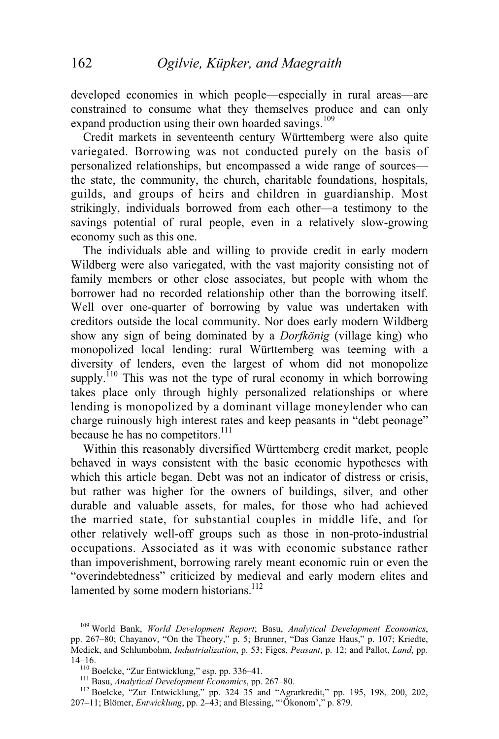developed economies in which people—especially in rural areas—are constrained to consume what they themselves produce and can only expand production using their own hoarded savings.[109]

Credit markets in seventeenth century Württemberg were also quite variegated. Borrowing was not conducted purely on the basis of personalized relationships, but encompassed a wide range of sources—the state, the community, the church, charitable foundations, hospitals, guilds, and groups of heirs and children in guardianship. Most strikingly, individuals borrowed from each other—a testimony to the savings potential of rural people, even in a relatively slow-growing economy such as this one.

The individuals able and willing to provide credit in early modern Wildberg were also variegated, with the vast majority consisting not of family members or other close associates, but people with whom the borrower had no recorded relationship other than the borrowing itself. Well over one-quarter of borrowing by value was undertaken with creditors outside the local community. Nor does early modern Wildberg show any sign of being dominated by a *Dorfkönig* (village king) who monopolized local lending: rural Württemberg was teeming with a diversity of lenders, even the largest of whom did not monopolize supply.[110] This was not the type of rural economy in which borrowing takes place only through highly personalized relationships or where lending is monopolized by a dominant village moneylender who can charge ruinously high interest rates and keep peasants in "debt peonage" because he has no competitors.[111]

Within this reasonably diversified Württemberg credit market, people behaved in ways consistent with the basic economic hypotheses with which this article began. Debt was not an indicator of distress or crisis, but rather was higher for the owners of buildings, silver, and other durable and valuable assets, for males, for those who had achieved the married state, for substantial couples in middle life, and for other relatively well-off groups such as those in non-proto-industrial occupations. Associated as it was with economic substance rather than impoverishment, borrowing rarely meant economic ruin or even the "overindebtedness" criticized by medieval and early modern elites and lamented by some modern historians.[112]

[109] World Bank, *World Development Report*; Basu, *Analytical Development Economics*, pp. 267–80; Chayanov, "On the Theory," p. 5; Brunner, "Das Ganze Haus," p. 107; Kriedte, Medick, and Schlumbohm, *Industrialization*, p. 53; Figes, *Peasant*, p. 12; and Pallot, *Land*, pp. 14–16.

[110] Boelcke, "Zur Entwicklung," esp. pp. 336–41.

[111] Basu, *Analytical Development Economics*, pp. 267–80.

[112] Boelcke, "Zur Entwicklung," pp. 324–35 and "Agrarkredit," pp. 195, 198, 200, 202, 207–11; Blömer, *Entwicklung*, pp. 2–43; and Blessing, "'Ökonom'," p. 879.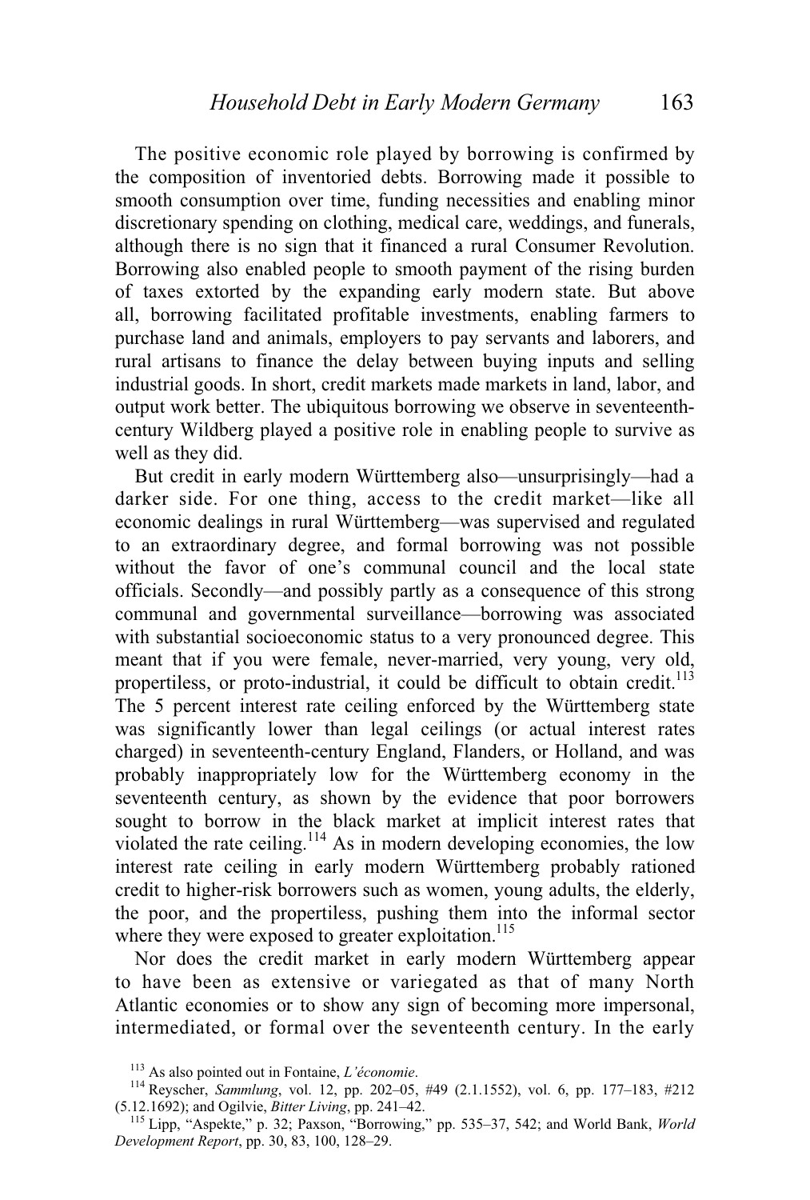The positive economic role played by borrowing is confirmed by the composition of inventoried debts. Borrowing made it possible to smooth consumption over time, funding necessities and enabling minor discretionary spending on clothing, medical care, weddings, and funerals, although there is no sign that it financed a rural Consumer Revolution. Borrowing also enabled people to smooth payment of the rising burden of taxes extorted by the expanding early modern state. But above all, borrowing facilitated profitable investments, enabling farmers to purchase land and animals, employers to pay servants and laborers, and rural artisans to finance the delay between buying inputs and selling industrial goods. In short, credit markets made markets in land, labor, and output work better. The ubiquitous borrowing we observe in seventeenth-century Wildberg played a positive role in enabling people to survive as well as they did.

But credit in early modern Württemberg also—unsurprisingly—had a darker side. For one thing, access to the credit market—like all economic dealings in rural Württemberg—was supervised and regulated to an extraordinary degree, and formal borrowing was not possible without the favor of one's communal council and the local state officials. Secondly—and possibly partly as a consequence of this strong communal and governmental surveillance—borrowing was associated with substantial socioeconomic status to a very pronounced degree. This meant that if you were female, never-married, very young, very old, propertiless, or proto-industrial, it could be difficult to obtain credit.[113] The 5 percent interest rate ceiling enforced by the Württemberg state was significantly lower than legal ceilings (or actual interest rates charged) in seventeenth-century England, Flanders, or Holland, and was probably inappropriately low for the Württemberg economy in the seventeenth century, as shown by the evidence that poor borrowers sought to borrow in the black market at implicit interest rates that violated the rate ceiling.[114] As in modern developing economies, the low interest rate ceiling in early modern Württemberg probably rationed credit to higher-risk borrowers such as women, young adults, the elderly, the poor, and the propertiless, pushing them into the informal sector where they were exposed to greater exploitation.[115]

Nor does the credit market in early modern Württemberg appear to have been as extensive or variegated as that of many North Atlantic economies or to show any sign of becoming more impersonal, intermediated, or formal over the seventeenth century. In the early

[113] As also pointed out in Fontaine, *L'économie*.

[114] Reyscher, *Sammlung*, vol. 12, pp. 202–05, #49 (2.1.1552), vol. 6, pp. 177–183, #212 (5.12.1692); and Ogilvie, *Bitter Living*, pp. 241–42.

[115] Lipp, "Aspekte," p. 32; Paxson, "Borrowing," pp. 535–37, 542; and World Bank, *World Development Report*, pp. 30, 83, 100, 128–29.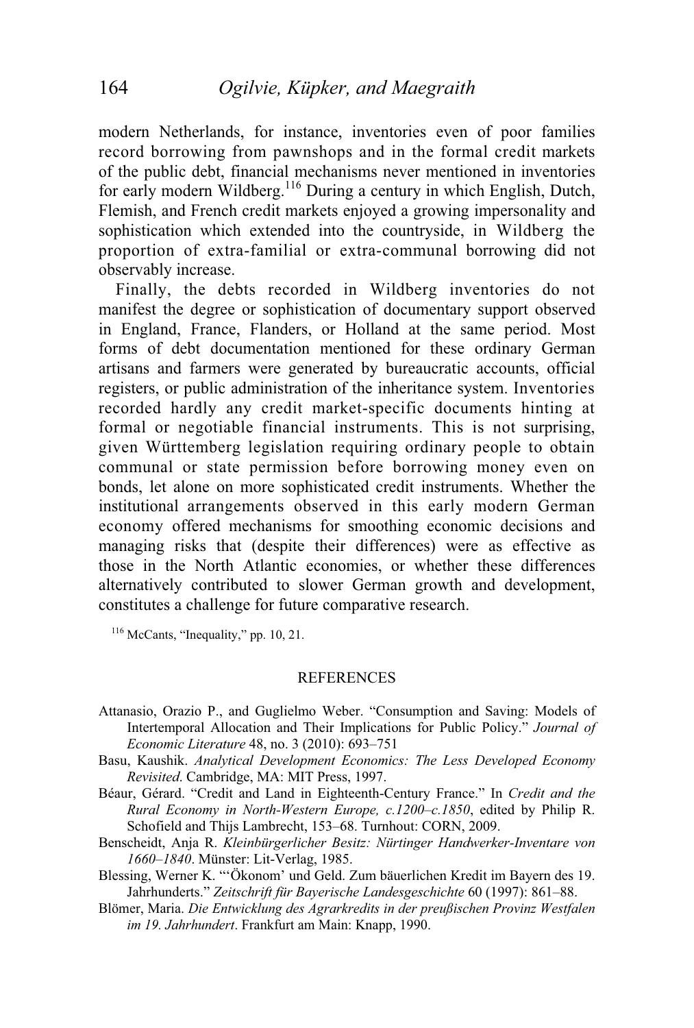modern Netherlands, for instance, inventories even of poor families record borrowing from pawnshops and in the formal credit markets of the public debt, financial mechanisms never mentioned in inventories for early modern Wildberg.[116] During a century in which English, Dutch, Flemish, and French credit markets enjoyed a growing impersonality and sophistication which extended into the countryside, in Wildberg the proportion of extra-familial or extra-communal borrowing did not observably increase.

Finally, the debts recorded in Wildberg inventories do not manifest the degree or sophistication of documentary support observed in England, France, Flanders, or Holland at the same period. Most forms of debt documentation mentioned for these ordinary German artisans and farmers were generated by bureaucratic accounts, official registers, or public administration of the inheritance system. Inventories recorded hardly any credit market-specific documents hinting at formal or negotiable financial instruments. This is not surprising, given Württemberg legislation requiring ordinary people to obtain communal or state permission before borrowing money even on bonds, let alone on more sophisticated credit instruments. Whether the institutional arrangements observed in this early modern German economy offered mechanisms for smoothing economic decisions and managing risks that (despite their differences) were as effective as those in the North Atlantic economies, or whether these differences alternatively contributed to slower German growth and development, constitutes a challenge for future comparative research.

[116] McCants, "Inequality," pp. 10, 21.

## REFERENCES

Attanasio, Orazio P., and Guglielmo Weber. "Consumption and Saving: Models of Intertemporal Allocation and Their Implications for Public Policy." *Journal of Economic Literature* 48, no. 3 (2010): 693–751

Basu, Kaushik. *Analytical Development Economics: The Less Developed Economy Revisited*. Cambridge, MA: MIT Press, 1997.

Béaur, Gérard. "Credit and Land in Eighteenth-Century France." In *Credit and the Rural Economy in North-Western Europe, c.1200–c.1850*, edited by Philip R. Schofield and Thijs Lambrecht, 153–68. Turnhout: CORN, 2009.

Benscheidt, Anja R. *Kleinbürgerlicher Besitz: Nürtinger Handwerker-Inventare von 1660–1840*. Münster: Lit-Verlag, 1985.

Blessing, Werner K. "'Ökonom' und Geld. Zum bäuerlichen Kredit im Bayern des 19. Jahrhunderts." *Zeitschrift für Bayerische Landesgeschichte* 60 (1997): 861–88.

Blömer, Maria. *Die Entwicklung des Agrarkredits in der preußischen Provinz Westfalen im 19. Jahrhundert*. Frankfurt am Main: Knapp, 1990.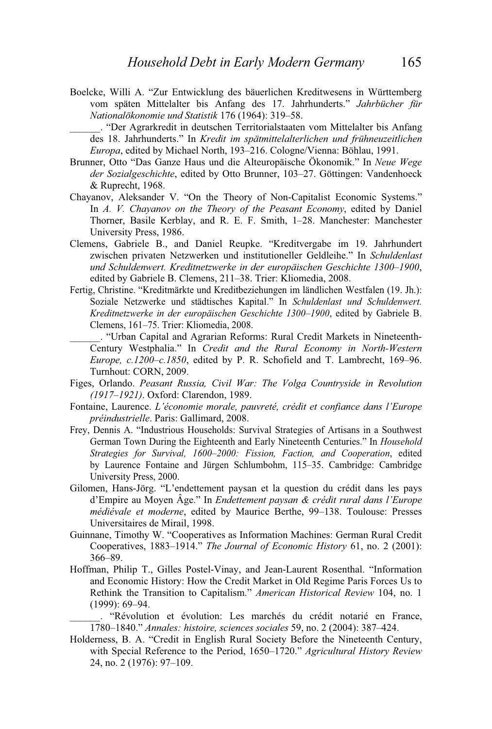Boelcke, Willi A. “Zur Entwicklung des bäuerlichen Kreditwesens in Württemberg vom späten Mittelalter bis Anfang des 17. Jahrhunderts.” *Jahrbücher für Nationalökonomie und Statistik* 176 (1964): 319–58.

______. “Der Agrarkredit in deutschen Territorialstaaten vom Mittelalter bis Anfang des 18. Jahrhunderts.” In *Kredit im spätmittelalterlichen und frühneuzeitlichen Europa*, edited by Michael North, 193–216. Cologne/Vienna: Böhlau, 1991.

Brunner, Otto “Das Ganze Haus und die Alteuropäische Ökonomik.” In *Neue Wege der Sozialgeschichte*, edited by Otto Brunner, 103–27. Göttingen: Vandenhoeck & Ruprecht, 1968.

Chayanov, Aleksander V. “On the Theory of Non-Capitalist Economic Systems.” In *A. V. Chayanov on the Theory of the Peasant Economy*, edited by Daniel Thorner, Basile Kerblay, and R. E. F. Smith, 1–28. Manchester: Manchester University Press, 1986.

Clemens, Gabriele B., and Daniel Reupke. “Kreditvergabe im 19. Jahrhundert zwischen privaten Netzwerken und institutioneller Geldleihe.” In *Schuldenlast und Schuldenwert. Kreditnetzwerke in der europäischen Geschichte 1300–1900*, edited by Gabriele B. Clemens, 211–38. Trier: Kliomedia, 2008.

Fertig, Christine. “Kreditmärkte und Kreditbeziehungen im ländlichen Westfalen (19. Jh.): Soziale Netzwerke und städtisches Kapital.” In *Schuldenlast und Schuldenwert. Kreditnetzwerke in der europäischen Geschichte 1300–1900*, edited by Gabriele B. Clemens, 161–75. Trier: Kliomedia, 2008.

______. “Urban Capital and Agrarian Reforms: Rural Credit Markets in Nineteenth-Century Westphalia.” In *Credit and the Rural Economy in North-Western Europe, c.1200–c.1850*, edited by P. R. Schofield and T. Lambrecht, 169–96. Turnhout: CORN, 2009.

Figes, Orlando. *Peasant Russia, Civil War: The Volga Countryside in Revolution (1917–1921)*. Oxford: Clarendon, 1989.

Fontaine, Laurence. *L'économie morale, pauvreté, crédit et confiance dans l'Europe préindustrielle*. Paris: Gallimard, 2008.

Frey, Dennis A. “Industrious Households: Survival Strategies of Artisans in a Southwest German Town During the Eighteenth and Early Nineteenth Centuries.” In *Household Strategies for Survival, 1600–2000: Fission, Faction, and Cooperation*, edited by Laurence Fontaine and Jürgen Schlumbohm, 115–35. Cambridge: Cambridge University Press, 2000.

Gilomen, Hans-Jörg. “L'endettement paysan et la question du crédit dans les pays d'Empire au Moyen Âge.” In *Endettement paysan & crédit rural dans l'Europe médiévale et moderne*, edited by Maurice Berthe, 99–138. Toulouse: Presses Universitaires de Mirail, 1998.

Guinnane, Timothy W. “Cooperatives as Information Machines: German Rural Credit Cooperatives, 1883–1914.” *The Journal of Economic History* 61, no. 2 (2001): 366–89.

Hoffman, Philip T., Gilles Postel-Vinay, and Jean-Laurent Rosenthal. “Information and Economic History: How the Credit Market in Old Regime Paris Forces Us to Rethink the Transition to Capitalism.” *American Historical Review* 104, no. 1 (1999): 69–94.

______. “Révolution et évolution: Les marchés du crédit notarié en France, 1780–1840.” *Annales: histoire, sciences sociales* 59, no. 2 (2004): 387–424.

Holderness, B. A. “Credit in English Rural Society Before the Nineteenth Century, with Special Reference to the Period, 1650–1720.” *Agricultural History Review* 24, no. 2 (1976): 97–109.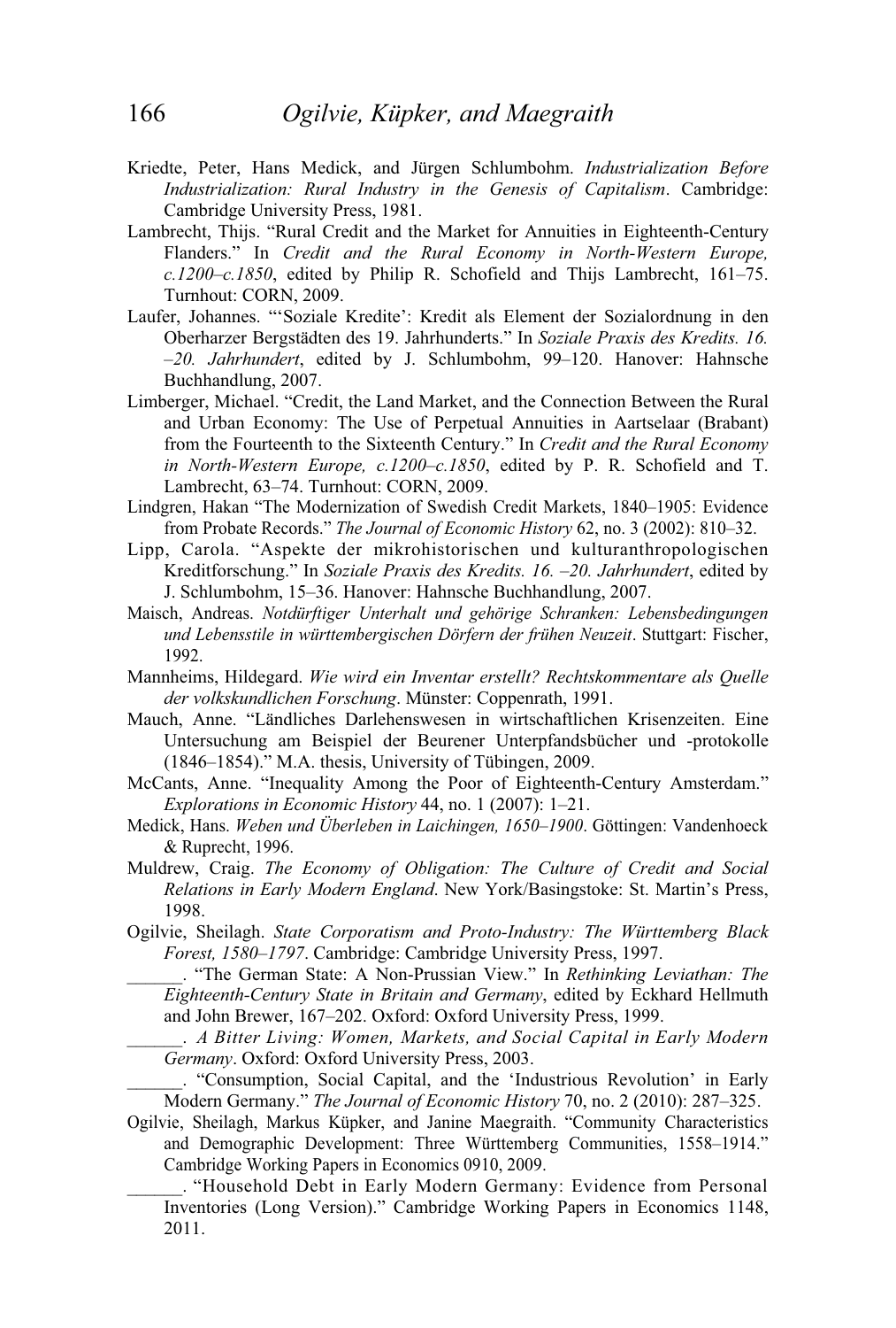Kriedte, Peter, Hans Medick, and Jürgen Schlumbohm. *Industrialization Before Industrialization: Rural Industry in the Genesis of Capitalism*. Cambridge: Cambridge University Press, 1981.

Lambrecht, Thijs. "Rural Credit and the Market for Annuities in Eighteenth-Century Flanders." In *Credit and the Rural Economy in North-Western Europe, c.1200–c.1850*, edited by Philip R. Schofield and Thijs Lambrecht, 161–75. Turnhout: CORN, 2009.

Laufer, Johannes. "'Soziale Kredite': Kredit als Element der Sozialordnung in den Oberharzer Bergstädten des 19. Jahrhunderts." In *Soziale Praxis des Kredits. 16. –20. Jahrhundert*, edited by J. Schlumbohm, 99–120. Hanover: Hahnsche Buchhandlung, 2007.

Limberger, Michael. "Credit, the Land Market, and the Connection Between the Rural and Urban Economy: The Use of Perpetual Annuities in Aartselaar (Brabant) from the Fourteenth to the Sixteenth Century." In *Credit and the Rural Economy in North-Western Europe, c.1200–c.1850*, edited by P. R. Schofield and T. Lambrecht, 63–74. Turnhout: CORN, 2009.

Lindgren, Hakan "The Modernization of Swedish Credit Markets, 1840–1905: Evidence from Probate Records." *The Journal of Economic History* 62, no. 3 (2002): 810–32.

Lipp, Carola. "Aspekte der mikrohistorischen und kulturanthropologischen Kreditforschung." In *Soziale Praxis des Kredits. 16. –20. Jahrhundert*, edited by J. Schlumbohm, 15–36. Hanover: Hahnsche Buchhandlung, 2007.

Maisch, Andreas. *Notdürftiger Unterhalt und gehörige Schranken: Lebensbedingungen und Lebensstile in württembergischen Dörfern der frühen Neuzeit*. Stuttgart: Fischer, 1992.

Mannheims, Hildegard. *Wie wird ein Inventar erstellt? Rechtskommentare als Quelle der volkskundlichen Forschung*. Münster: Coppenrath, 1991.

Mauch, Anne. "Ländliches Darlehenswesen in wirtschaftlichen Krisenzeiten. Eine Untersuchung am Beispiel der Beurener Unterpfandsbücher und -protokolle (1846–1854)." M.A. thesis, University of Tübingen, 2009.

McCants, Anne. "Inequality Among the Poor of Eighteenth-Century Amsterdam." *Explorations in Economic History* 44, no. 1 (2007): 1–21.

Medick, Hans. *Weben und Überleben in Laichingen, 1650–1900*. Göttingen: Vandenhoeck & Ruprecht, 1996.

Muldrew, Craig. *The Economy of Obligation: The Culture of Credit and Social Relations in Early Modern England*. New York/Basingstoke: St. Martin's Press, 1998.

Ogilvie, Sheilagh. *State Corporatism and Proto-Industry: The Württemberg Black Forest, 1580–1797*. Cambridge: Cambridge University Press, 1997.

______. "The German State: A Non-Prussian View." In *Rethinking Leviathan: The Eighteenth-Century State in Britain and Germany*, edited by Eckhard Hellmuth and John Brewer, 167–202. Oxford: Oxford University Press, 1999.

______. *A Bitter Living: Women, Markets, and Social Capital in Early Modern Germany*. Oxford: Oxford University Press, 2003.

______. "Consumption, Social Capital, and the 'Industrious Revolution' in Early Modern Germany." *The Journal of Economic History* 70, no. 2 (2010): 287–325.

Ogilvie, Sheilagh, Markus Küpker, and Janine Maegraith. "Community Characteristics and Demographic Development: Three Württemberg Communities, 1558–1914." Cambridge Working Papers in Economics 0910, 2009.

______. "Household Debt in Early Modern Germany: Evidence from Personal Inventories (Long Version)." Cambridge Working Papers in Economics 1148, 2011.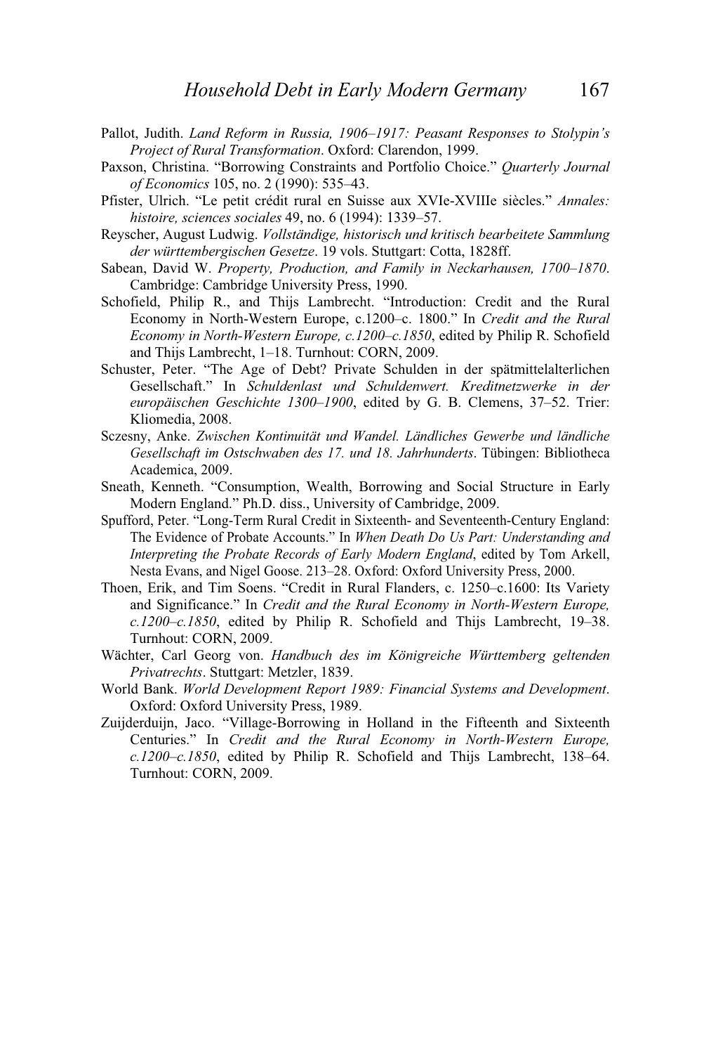Pallot, Judith. *Land Reform in Russia, 1906–1917: Peasant Responses to Stolypin's Project of Rural Transformation*. Oxford: Clarendon, 1999.

Paxson, Christina. "Borrowing Constraints and Portfolio Choice." *Quarterly Journal of Economics* 105, no. 2 (1990): 535–43.

Pfister, Ulrich. "Le petit crédit rural en Suisse aux XVIe-XVIIIe siècles." *Annales: histoire, sciences sociales* 49, no. 6 (1994): 1339–57.

Reyscher, August Ludwig. *Vollständige, historisch und kritisch bearbeitete Sammlung der württembergischen Gesetze*. 19 vols. Stuttgart: Cotta, 1828ff.

Sabean, David W. *Property, Production, and Family in Neckarhausen, 1700–1870*. Cambridge: Cambridge University Press, 1990.

Schofield, Philip R., and Thijs Lambrecht. "Introduction: Credit and the Rural Economy in North-Western Europe, c.1200–c. 1800." In *Credit and the Rural Economy in North-Western Europe, c.1200–c.1850*, edited by Philip R. Schofield and Thijs Lambrecht, 1–18. Turnhout: CORN, 2009.

Schuster, Peter. "The Age of Debt? Private Schulden in der spätmittelalterlichen Gesellschaft." In *Schuldenlast und Schuldenwert. Kreditnetzwerke in der europäischen Geschichte 1300–1900*, edited by G. B. Clemens, 37–52. Trier: Kliomedia, 2008.

Sczesny, Anke. *Zwischen Kontinuität und Wandel. Ländliches Gewerbe und ländliche Gesellschaft im Ostschwaben des 17. und 18. Jahrhunderts*. Tübingen: Bibliotheca Academica, 2009.

Sneath, Kenneth. "Consumption, Wealth, Borrowing and Social Structure in Early Modern England." Ph.D. diss., University of Cambridge, 2009.

Spufford, Peter. "Long-Term Rural Credit in Sixteenth- and Seventeenth-Century England: The Evidence of Probate Accounts." In *When Death Do Us Part: Understanding and Interpreting the Probate Records of Early Modern England*, edited by Tom Arkell, Nesta Evans, and Nigel Goose. 213–28. Oxford: Oxford University Press, 2000.

Thoen, Erik, and Tim Soens. "Credit in Rural Flanders, c. 1250–c.1600: Its Variety and Significance." In *Credit and the Rural Economy in North-Western Europe, c.1200–c.1850*, edited by Philip R. Schofield and Thijs Lambrecht, 19–38. Turnhout: CORN, 2009.

Wächter, Carl Georg von. *Handbuch des im Königreiche Württemberg geltenden Privatrechts*. Stuttgart: Metzler, 1839.

World Bank. *World Development Report 1989: Financial Systems and Development*. Oxford: Oxford University Press, 1989.

Zuijderduijn, Jaco. "Village-Borrowing in Holland in the Fifteenth and Sixteenth Centuries." In *Credit and the Rural Economy in North-Western Europe, c.1200–c.1850*, edited by Philip R. Schofield and Thijs Lambrecht, 138–64. Turnhout: CORN, 2009.